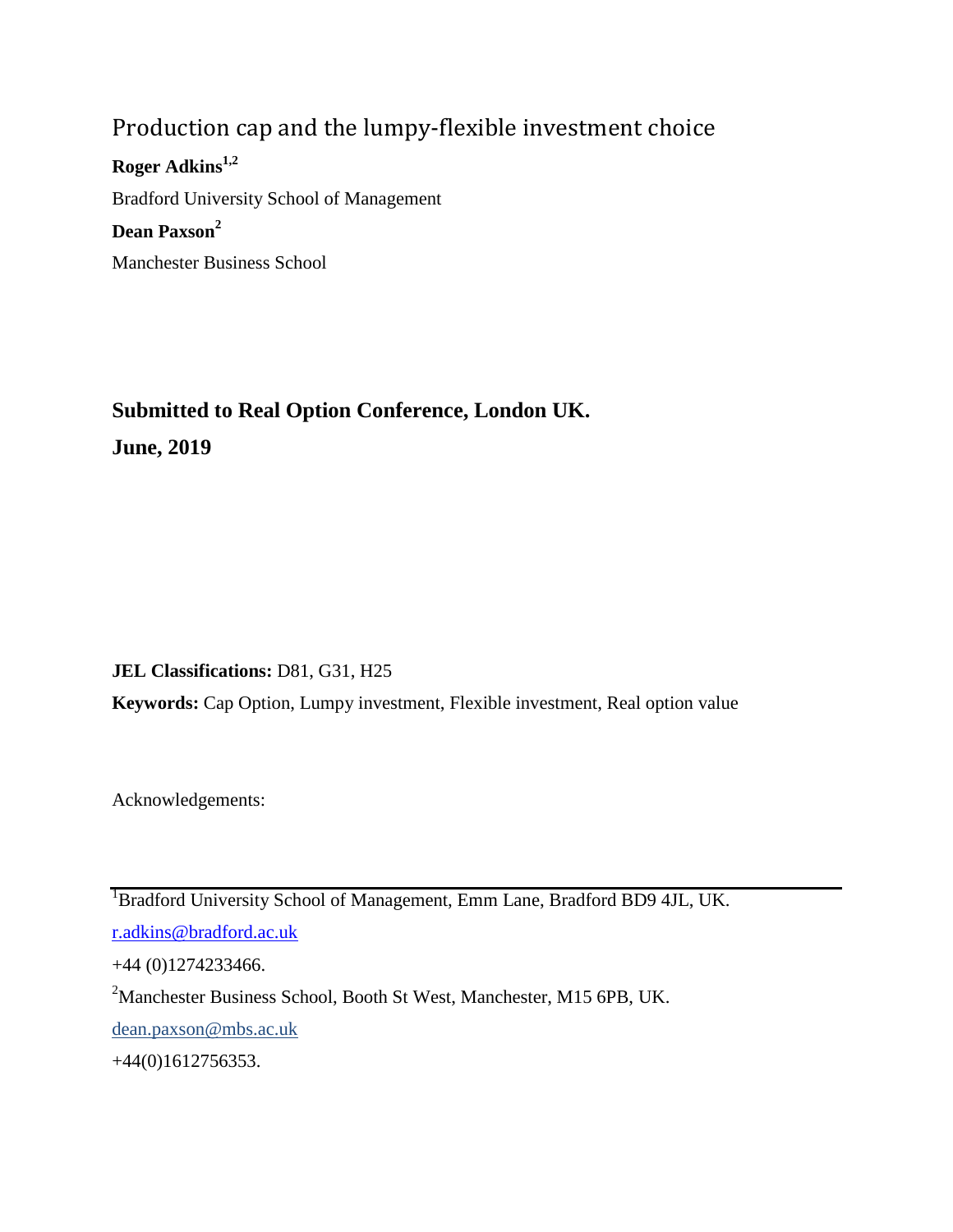# Production cap and the lumpy-flexible investment choice

**Roger Adkins[1,2]**

Bradford University School of Management

**Dean Paxson[2]**

Manchester Business School

**Submitted to Real Option Conference, London UK.**

**June, 2019**

**JEL Classifications:** D81, G31, H25

**Keywords:** Cap Option, Lumpy investment, Flexible investment, Real option value

Acknowledgements:

---

[1]Bradford University School of Management, Emm Lane, Bradford BD9 4JL, UK.

r.adkins@bradford.ac.uk

+44 (0)1274233466.

[2]Manchester Business School, Booth St West, Manchester, M15 6PB, UK.

dean.paxson@mbs.ac.uk

+44(0)1612756353.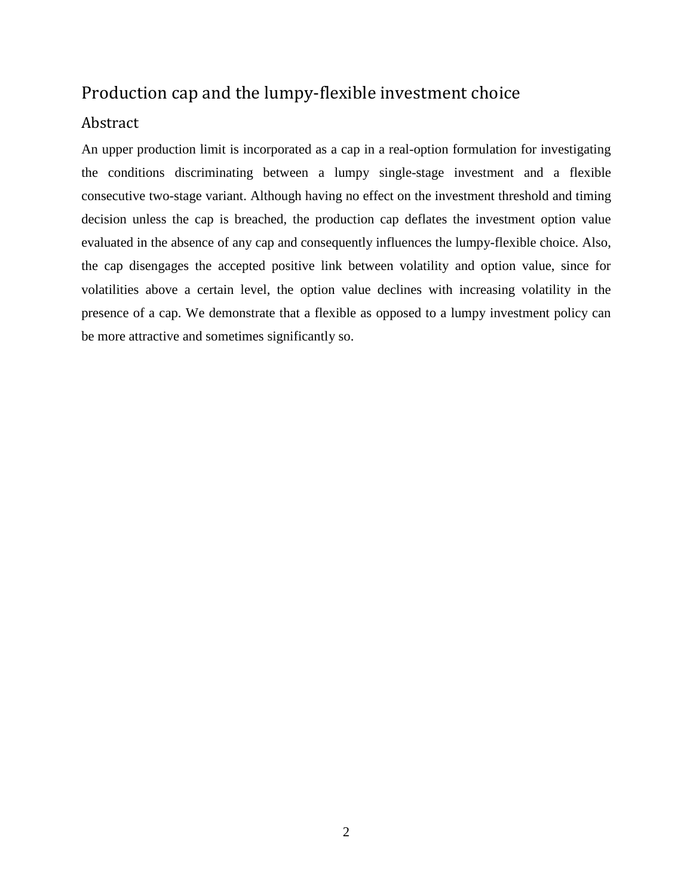# Production cap and the lumpy-flexible investment choice

## Abstract

An upper production limit is incorporated as a cap in a real-option formulation for investigating the conditions discriminating between a lumpy single-stage investment and a flexible consecutive two-stage variant. Although having no effect on the investment threshold and timing decision unless the cap is breached, the production cap deflates the investment option value evaluated in the absence of any cap and consequently influences the lumpy-flexible choice. Also, the cap disengages the accepted positive link between volatility and option value, since for volatilities above a certain level, the option value declines with increasing volatility in the presence of a cap. We demonstrate that a flexible as opposed to a lumpy investment policy can be more attractive and sometimes significantly so.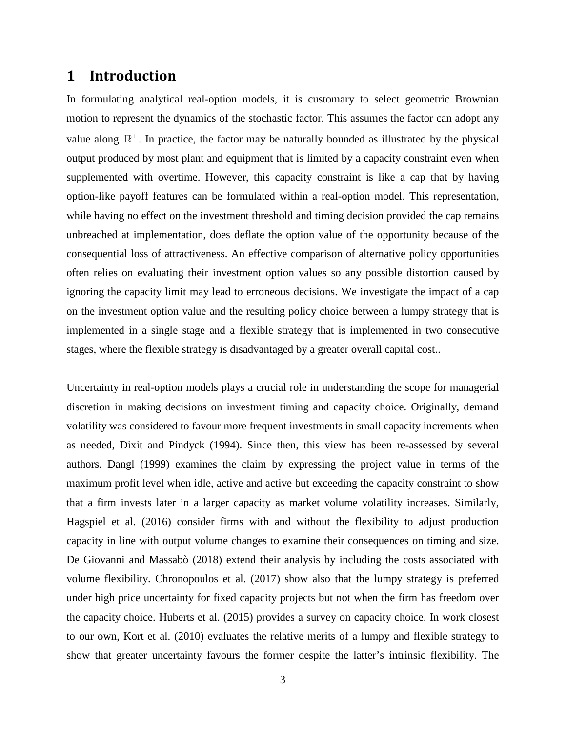# 1 Introduction

In formulating analytical real-option models, it is customary to select geometric Brownian motion to represent the dynamics of the stochastic factor. This assumes the factor can adopt any value along $\mathbb{R}^+$. In practice, the factor may be naturally bounded as illustrated by the physical output produced by most plant and equipment that is limited by a capacity constraint even when supplemented with overtime. However, this capacity constraint is like a cap that by having option-like payoff features can be formulated within a real-option model. This representation, while having no effect on the investment threshold and timing decision provided the cap remains unbreached at implementation, does deflate the option value of the opportunity because of the consequential loss of attractiveness. An effective comparison of alternative policy opportunities often relies on evaluating their investment option values so any possible distortion caused by ignoring the capacity limit may lead to erroneous decisions. We investigate the impact of a cap on the investment option value and the resulting policy choice between a lumpy strategy that is implemented in a single stage and a flexible strategy that is implemented in two consecutive stages, where the flexible strategy is disadvantaged by a greater overall capital cost..

Uncertainty in real-option models plays a crucial role in understanding the scope for managerial discretion in making decisions on investment timing and capacity choice. Originally, demand volatility was considered to favour more frequent investments in small capacity increments when as needed, Dixit and Pindyck (1994). Since then, this view has been re-assessed by several authors. Dangl (1999) examines the claim by expressing the project value in terms of the maximum profit level when idle, active and active but exceeding the capacity constraint to show that a firm invests later in a larger capacity as market volume volatility increases. Similarly, Hagspiel et al. (2016) consider firms with and without the flexibility to adjust production capacity in line with output volume changes to examine their consequences on timing and size. De Giovanni and Massabò (2018) extend their analysis by including the costs associated with volume flexibility. Chronopoulos et al. (2017) show also that the lumpy strategy is preferred under high price uncertainty for fixed capacity projects but not when the firm has freedom over the capacity choice. Huberts et al. (2015) provides a survey on capacity choice. In work closest to our own, Kort et al. (2010) evaluates the relative merits of a lumpy and flexible strategy to show that greater uncertainty favours the former despite the latter's intrinsic flexibility. The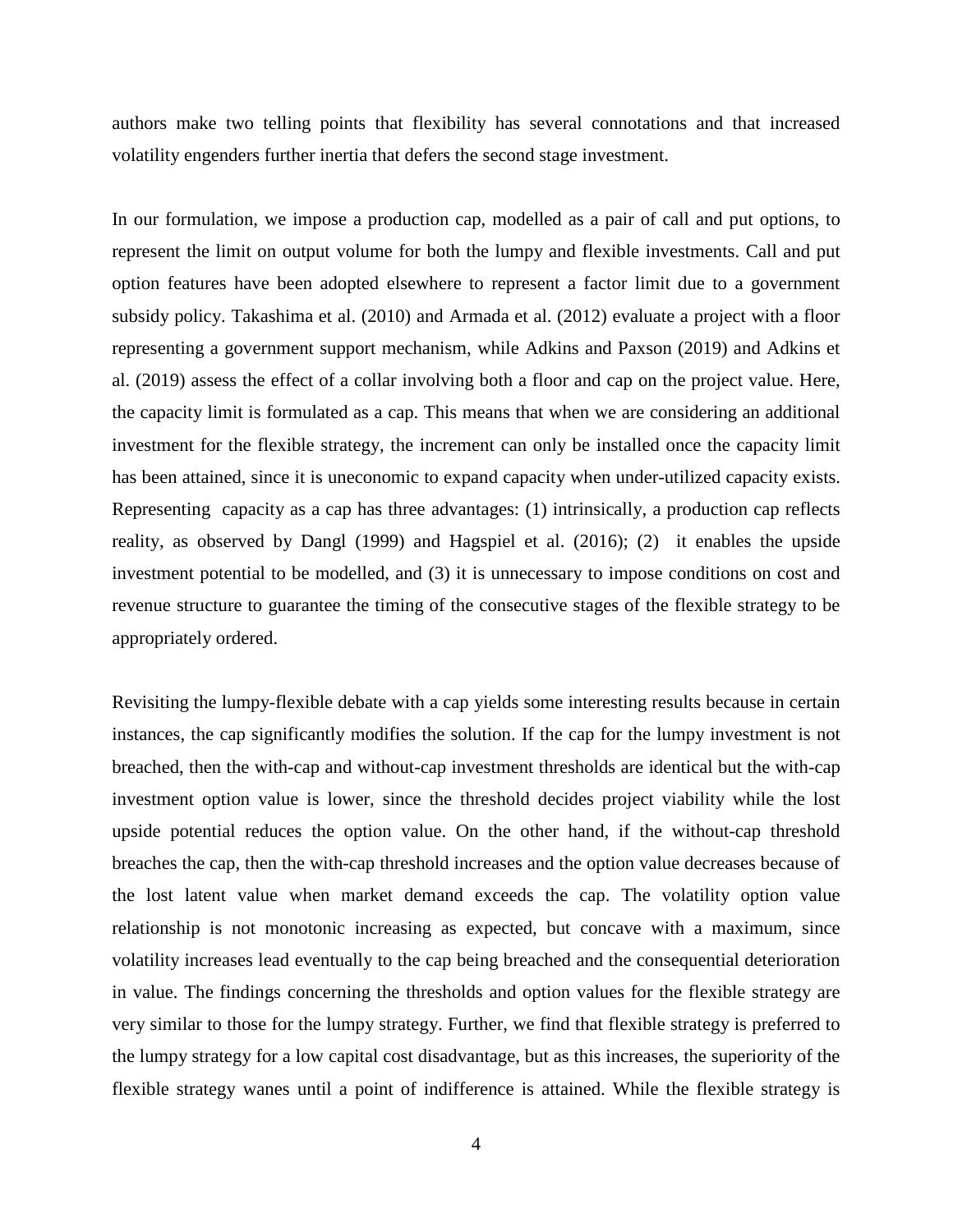authors make two telling points that flexibility has several connotations and that increased volatility engenders further inertia that defers the second stage investment.

In our formulation, we impose a production cap, modelled as a pair of call and put options, to represent the limit on output volume for both the lumpy and flexible investments. Call and put option features have been adopted elsewhere to represent a factor limit due to a government subsidy policy. Takashima et al. (2010) and Armada et al. (2012) evaluate a project with a floor representing a government support mechanism, while Adkins and Paxson (2019) and Adkins et al. (2019) assess the effect of a collar involving both a floor and cap on the project value. Here, the capacity limit is formulated as a cap. This means that when we are considering an additional investment for the flexible strategy, the increment can only be installed once the capacity limit has been attained, since it is uneconomic to expand capacity when under-utilized capacity exists. Representing capacity as a cap has three advantages: (1) intrinsically, a production cap reflects reality, as observed by Dangl (1999) and Hagspiel et al. (2016); (2) it enables the upside investment potential to be modelled, and (3) it is unnecessary to impose conditions on cost and revenue structure to guarantee the timing of the consecutive stages of the flexible strategy to be appropriately ordered.

Revisiting the lumpy-flexible debate with a cap yields some interesting results because in certain instances, the cap significantly modifies the solution. If the cap for the lumpy investment is not breached, then the with-cap and without-cap investment thresholds are identical but the with-cap investment option value is lower, since the threshold decides project viability while the lost upside potential reduces the option value. On the other hand, if the without-cap threshold breaches the cap, then the with-cap threshold increases and the option value decreases because of the lost latent value when market demand exceeds the cap. The volatility option value relationship is not monotonic increasing as expected, but concave with a maximum, since volatility increases lead eventually to the cap being breached and the consequential deterioration in value. The findings concerning the thresholds and option values for the flexible strategy are very similar to those for the lumpy strategy. Further, we find that flexible strategy is preferred to the lumpy strategy for a low capital cost disadvantage, but as this increases, the superiority of the flexible strategy wanes until a point of indifference is attained. While the flexible strategy is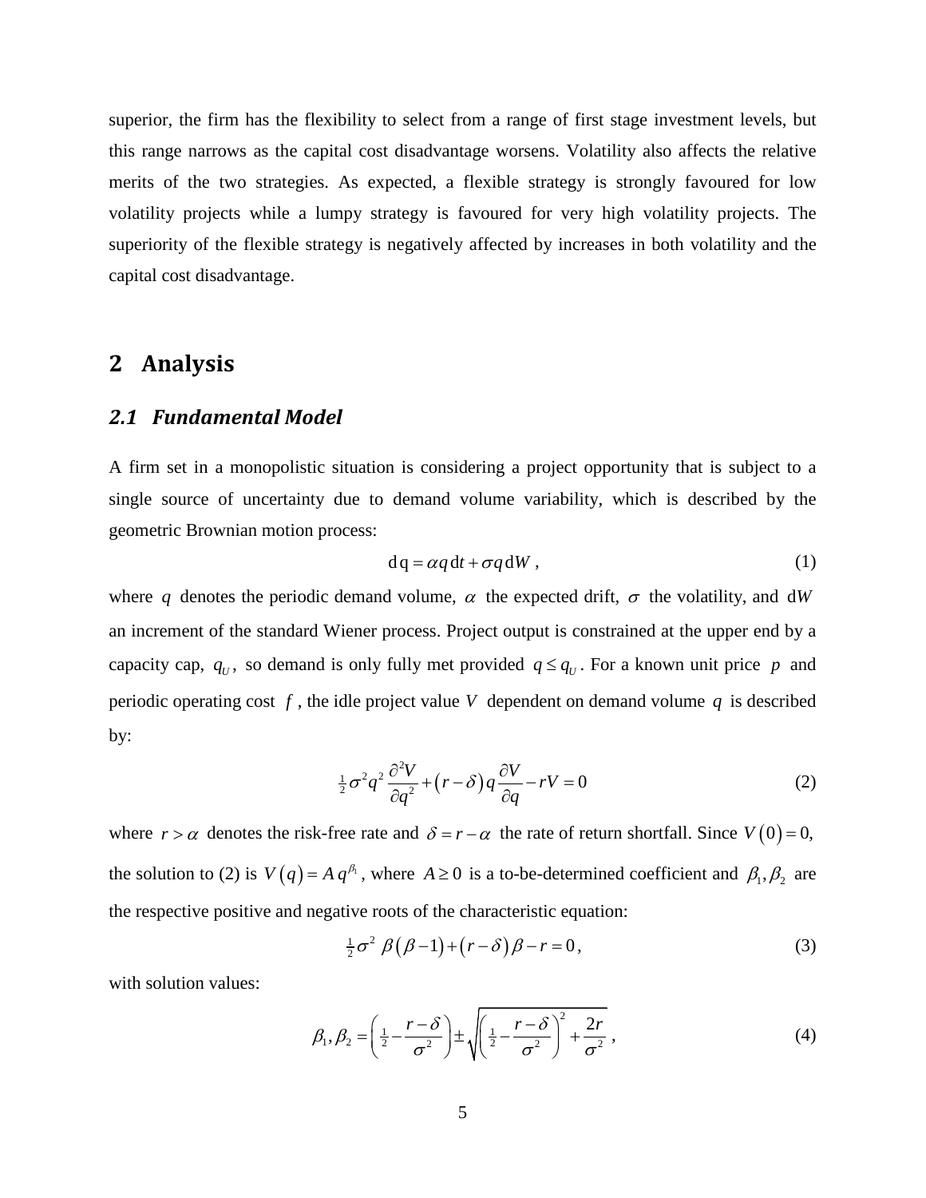superior, the firm has the flexibility to select from a range of first stage investment levels, but this range narrows as the capital cost disadvantage worsens. Volatility also affects the relative merits of the two strategies. As expected, a flexible strategy is strongly favoured for low volatility projects while a lumpy strategy is favoured for very high volatility projects. The superiority of the flexible strategy is negatively affected by increases in both volatility and the capital cost disadvantage.

# 2 Analysis

## 2.1 Fundamental Model

A firm set in a monopolistic situation is considering a project opportunity that is subject to a single source of uncertainty due to demand volume variability, which is described by the geometric Brownian motion process:

$$\mathrm{d}\,\mathrm{q} = \alpha q \,\mathrm{d}t + \sigma q \,\mathrm{d}W \,, \tag{1}$$

where $q$ denotes the periodic demand volume, $\alpha$ the expected drift, $\sigma$ the volatility, and $\mathrm{d}W$ an increment of the standard Wiener process. Project output is constrained at the upper end by a capacity cap, $q_U$, so demand is only fully met provided $q \le q_U$. For a known unit price $p$ and periodic operating cost $f$, the idle project value $V$ dependent on demand volume $q$ is described by:

$$\tfrac{1}{2}\sigma^2 q^2 \frac{\partial^2 V}{\partial q^2} + \left(r-\delta\right) q \frac{\partial V}{\partial q} - rV = 0 \tag{2}$$

where $r > \alpha$ denotes the risk-free rate and $\delta = r - \alpha$ the rate of return shortfall. Since $V\left(0\right) = 0$, the solution to (2) is $V\left(q\right) = A\, q^{\beta_1}$, where $A \ge 0$ is a to-be-determined coefficient and $\beta_1, \beta_2$ are the respective positive and negative roots of the characteristic equation:

$$\tfrac{1}{2}\sigma^2 \;\beta\left(\beta-1\right) + \left(r-\delta\right)\beta - r = 0\,, \tag{3}$$

with solution values:

$$\beta_1, \beta_2 = \left(\tfrac{1}{2} - \frac{r-\delta}{\sigma^2}\right) \pm \sqrt{\left(\tfrac{1}{2} - \frac{r-\delta}{\sigma^2}\right)^2 + \frac{2r}{\sigma^2}}\;, \tag{4}$$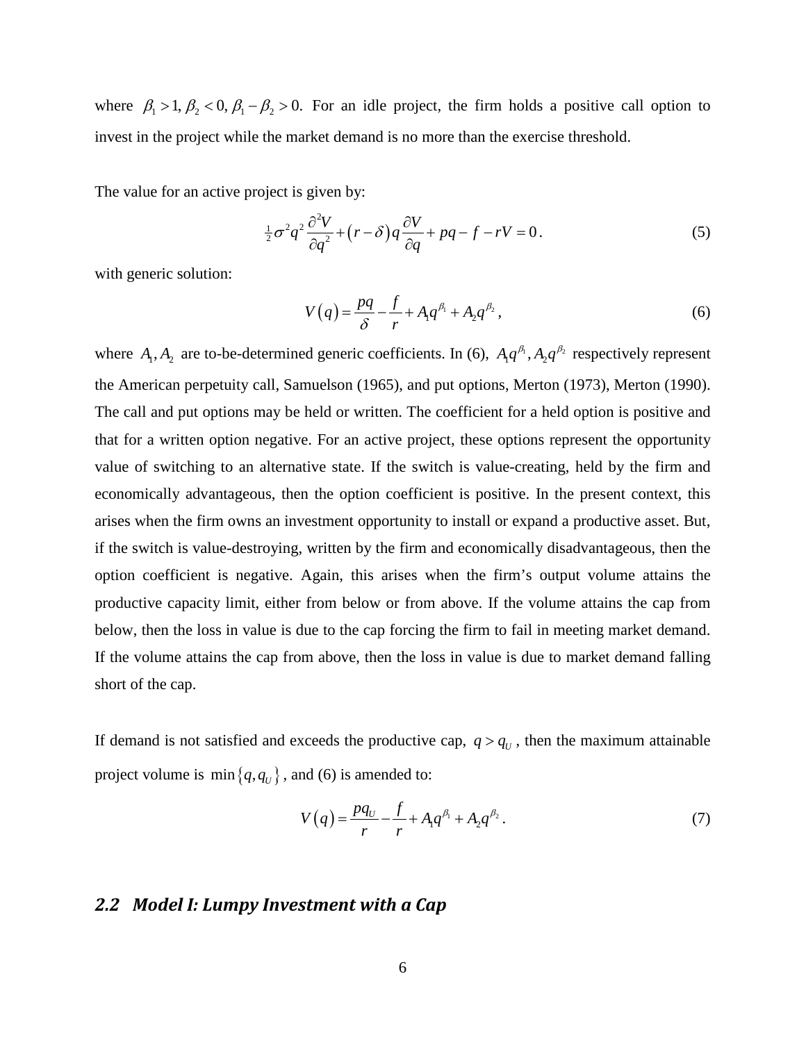where $\beta_1 > 1, \beta_2 < 0, \beta_1 - \beta_2 > 0.$ For an idle project, the firm holds a positive call option to invest in the project while the market demand is no more than the exercise threshold.

The value for an active project is given by:

$$\tfrac{1}{2}\sigma^2 q^2 \frac{\partial^2 V}{\partial q^2} + (r-\delta) q \frac{\partial V}{\partial q} + pq - f - rV = 0. \tag{5}$$

with generic solution:

$$V(q) = \frac{pq}{\delta} - \frac{f}{r} + A_1 q^{\beta_1} + A_2 q^{\beta_2}, \tag{6}$$

where $A_1, A_2$ are to-be-determined generic coefficients. In (6), $A_1 q^{\beta_1}, A_2 q^{\beta_2}$ respectively represent the American perpetuity call, Samuelson (1965), and put options, Merton (1973), Merton (1990). The call and put options may be held or written. The coefficient for a held option is positive and that for a written option negative. For an active project, these options represent the opportunity value of switching to an alternative state. If the switch is value-creating, held by the firm and economically advantageous, then the option coefficient is positive. In the present context, this arises when the firm owns an investment opportunity to install or expand a productive asset. But, if the switch is value-destroying, written by the firm and economically disadvantageous, then the option coefficient is negative. Again, this arises when the firm's output volume attains the productive capacity limit, either from below or from above. If the volume attains the cap from below, then the loss in value is due to the cap forcing the firm to fail in meeting market demand. If the volume attains the cap from above, then the loss in value is due to market demand falling short of the cap.

If demand is not satisfied and exceeds the productive cap, $q > q_U$, then the maximum attainable project volume is $\min\{q, q_U\}$, and (6) is amended to:

$$V(q) = \frac{pq_U}{r} - \frac{f}{r} + A_1 q^{\beta_1} + A_2 q^{\beta_2}. \tag{7}$$

## 2.2 Model I: Lumpy Investment with a Cap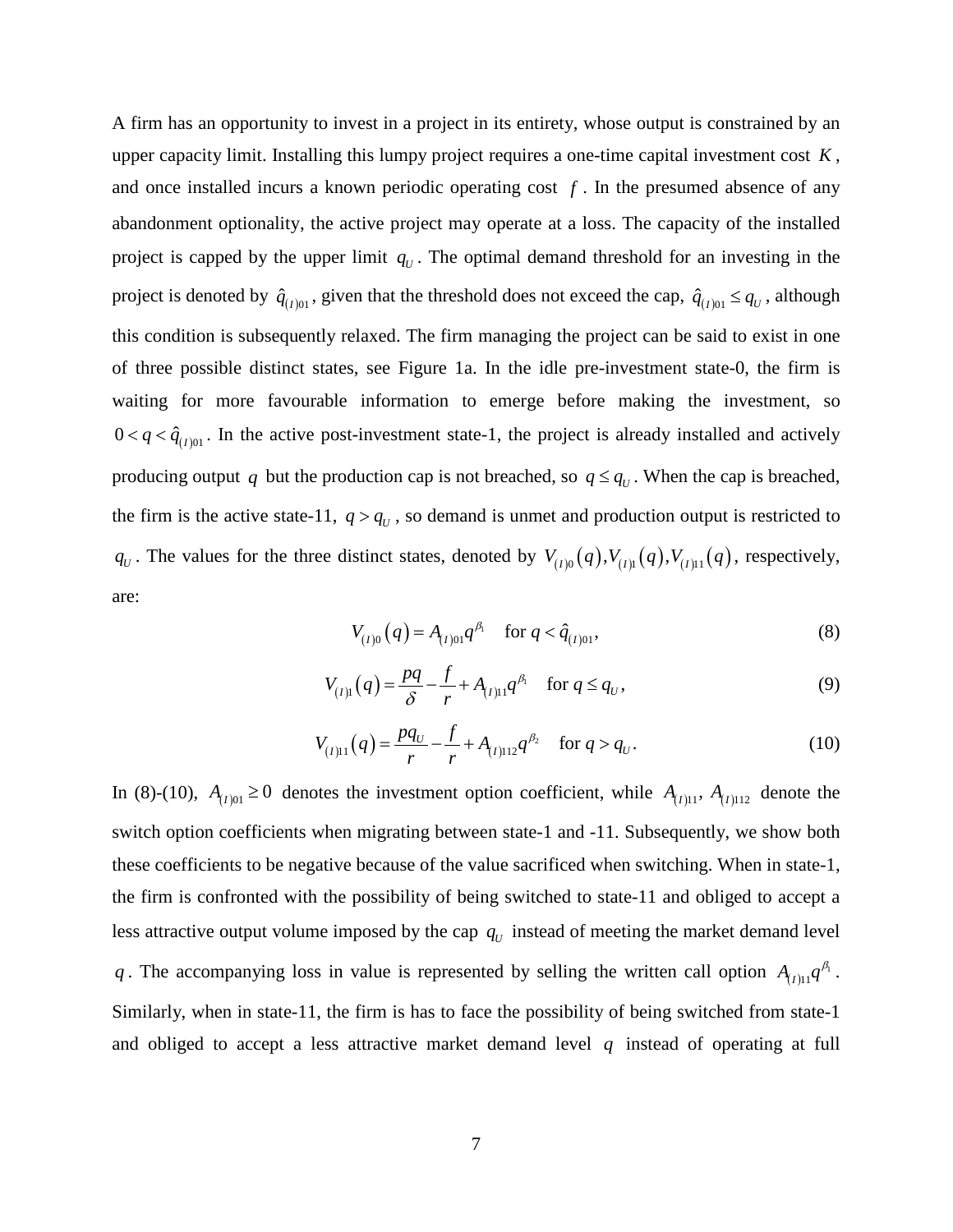A firm has an opportunity to invest in a project in its entirety, whose output is constrained by an upper capacity limit. Installing this lumpy project requires a one-time capital investment cost $K$, and once installed incurs a known periodic operating cost $f$. In the presumed absence of any abandonment optionality, the active project may operate at a loss. The capacity of the installed project is capped by the upper limit $q_U$. The optimal demand threshold for an investing in the project is denoted by $\hat{q}_{(I)01}$, given that the threshold does not exceed the cap, $\hat{q}_{(I)01} \le q_U$, although this condition is subsequently relaxed. The firm managing the project can be said to exist in one of three possible distinct states, see Figure 1a. In the idle pre-investment state-0, the firm is waiting for more favourable information to emerge before making the investment, so $0 < q < \hat{q}_{(I)01}$. In the active post-investment state-1, the project is already installed and actively producing output $q$ but the production cap is not breached, so $q \le q_U$. When the cap is breached, the firm is the active state-11, $q > q_U$, so demand is unmet and production output is restricted to $q_U$. The values for the three distinct states, denoted by $V_{(I)0}(q), V_{(I)1}(q), V_{(I)11}(q)$, respectively, are:

$$V_{(I)0}(q) = A_{(I)01} q^{\beta_1} \quad \text{for } q < \hat{q}_{(I)01}, \tag{8}$$

$$V_{(I)1}(q) = \frac{pq}{\delta} - \frac{f}{r} + A_{(I)11} q^{\beta_1} \quad \text{for } q \le q_U, \tag{9}$$

$$V_{(I)11}(q) = \frac{pq_U}{r} - \frac{f}{r} + A_{(I)112} q^{\beta_2} \quad \text{for } q > q_U. \tag{10}$$

In (8)-(10), $A_{(I)01} \ge 0$ denotes the investment option coefficient, while $A_{(I)11}$, $A_{(I)112}$ denote the switch option coefficients when migrating between state-1 and -11. Subsequently, we show both these coefficients to be negative because of the value sacrificed when switching. When in state-1, the firm is confronted with the possibility of being switched to state-11 and obliged to accept a less attractive output volume imposed by the cap $q_U$ instead of meeting the market demand level $q$. The accompanying loss in value is represented by selling the written call option $A_{(I)11} q^{\beta_1}$. Similarly, when in state-11, the firm is has to face the possibility of being switched from state-1 and obliged to accept a less attractive market demand level $q$ instead of operating at full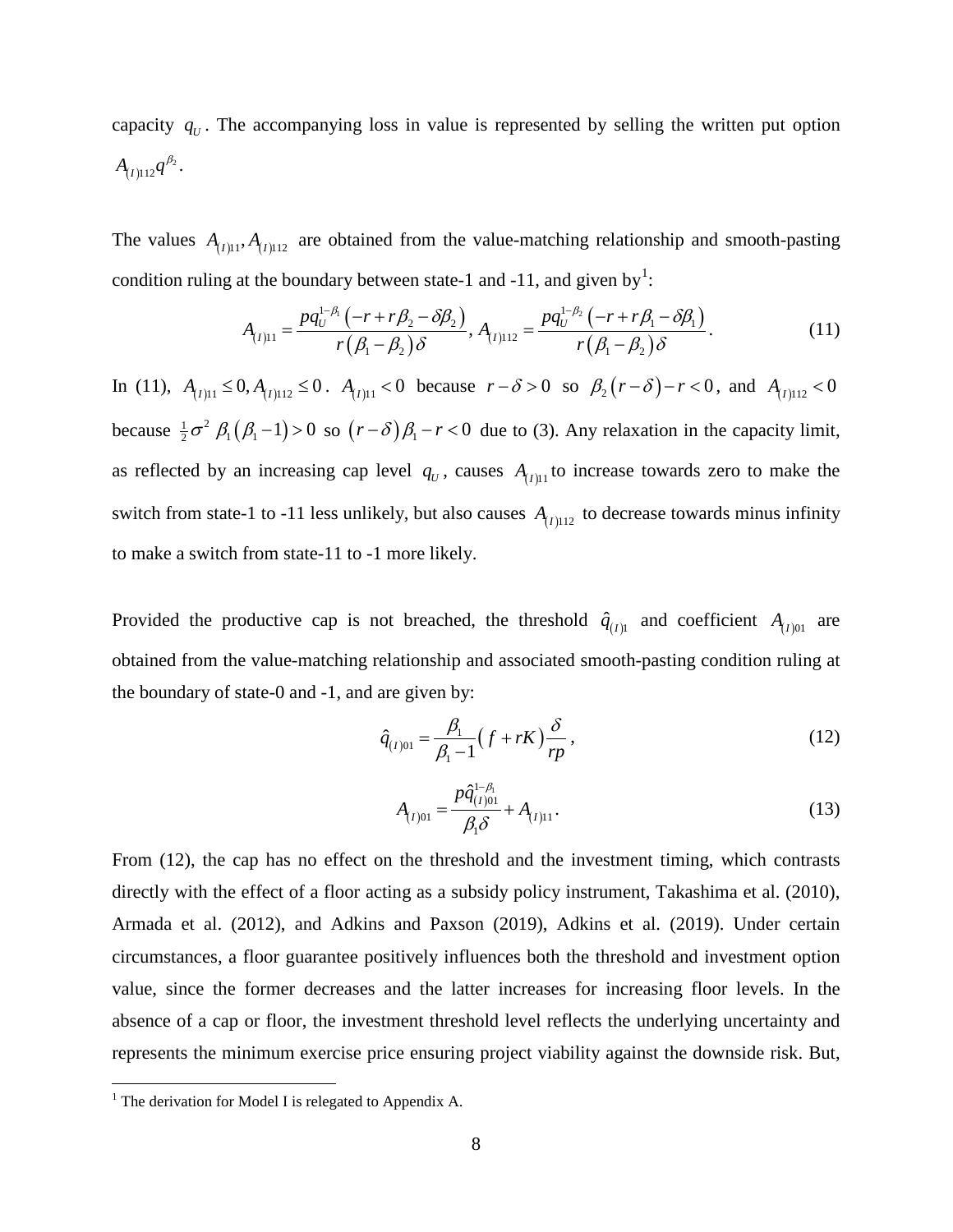capacity $q_U$. The accompanying loss in value is represented by selling the written put option $A_{(I)112}q^{\beta_2}$.

The values $A_{(I)11}, A_{(I)112}$ are obtained from the value-matching relationship and smooth-pasting condition ruling at the boundary between state-1 and -11, and given by[1]:

$$A_{(I)11} = \frac{pq_U^{1-\beta_1}\left(-r + r\beta_2 - \delta\beta_2\right)}{r\left(\beta_1 - \beta_2\right)\delta},\ A_{(I)112} = \frac{pq_U^{1-\beta_2}\left(-r + r\beta_1 - \delta\beta_1\right)}{r\left(\beta_1 - \beta_2\right)\delta}. \tag{11}$$

In (11), $A_{(I)11} \le 0, A_{(I)112} \le 0$. $A_{(I)11} < 0$ because $r - \delta > 0$ so $\beta_2\left(r-\delta\right) - r < 0$, and $A_{(I)112} < 0$ because $\frac{1}{2}\sigma^2\ \beta_1\left(\beta_1 - 1\right) > 0$ so $\left(r-\delta\right)\beta_1 - r < 0$ due to (3). Any relaxation in the capacity limit, as reflected by an increasing cap level $q_U$, causes $A_{(I)11}$ to increase towards zero to make the switch from state-1 to -11 less unlikely, but also causes $A_{(I)112}$ to decrease towards minus infinity to make a switch from state-11 to -1 more likely.

Provided the productive cap is not breached, the threshold $\hat{q}_{(I)1}$ and coefficient $A_{(I)01}$ are obtained from the value-matching relationship and associated smooth-pasting condition ruling at the boundary of state-0 and -1, and are given by:

$$\hat{q}_{(I)01} = \frac{\beta_1}{\beta_1 - 1}\left(f + rK\right)\frac{\delta}{rp}, \tag{12}$$

$$A_{(I)01} = \frac{p\hat{q}_{(I)01}^{1-\beta_1}}{\beta_1\delta} + A_{(I)11}. \tag{13}$$

From (12), the cap has no effect on the threshold and the investment timing, which contrasts directly with the effect of a floor acting as a subsidy policy instrument, Takashima et al. (2010), Armada et al. (2012), and Adkins and Paxson (2019), Adkins et al. (2019). Under certain circumstances, a floor guarantee positively influences both the threshold and investment option value, since the former decreases and the latter increases for increasing floor levels. In the absence of a cap or floor, the investment threshold level reflects the underlying uncertainty and represents the minimum exercise price ensuring project viability against the downside risk. But,

[1] The derivation for Model I is relegated to Appendix A.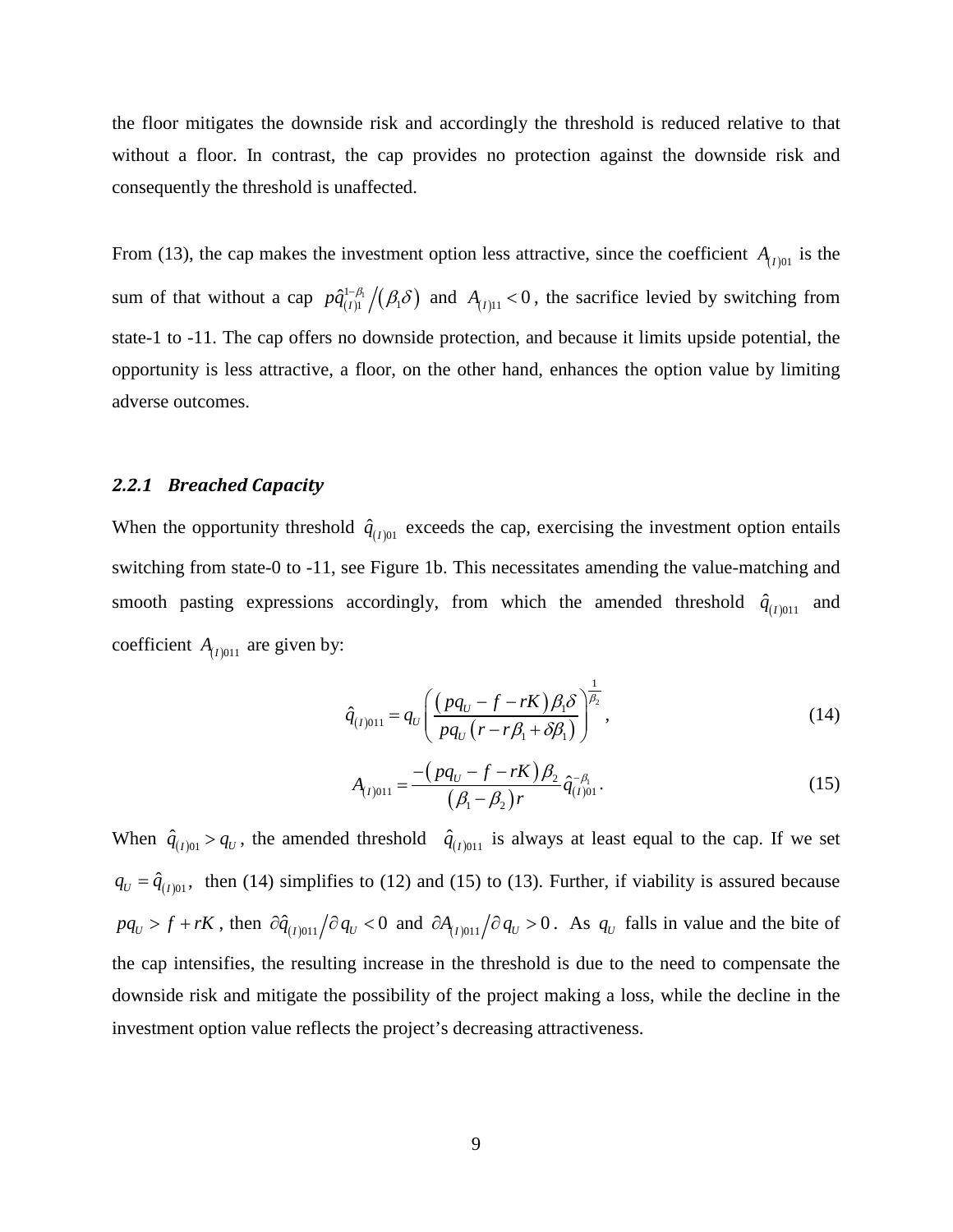the floor mitigates the downside risk and accordingly the threshold is reduced relative to that without a floor. In contrast, the cap provides no protection against the downside risk and consequently the threshold is unaffected.

From (13), the cap makes the investment option less attractive, since the coefficient $A_{(I)01}$ is the sum of that without a cap $p\hat{q}_{(I)1}^{1-\beta_1}/(\beta_1\delta)$ and $A_{(I)11}<0$, the sacrifice levied by switching from state-1 to -11. The cap offers no downside protection, and because it limits upside potential, the opportunity is less attractive, a floor, on the other hand, enhances the option value by limiting adverse outcomes.

### *2.2.1 Breached Capacity*

When the opportunity threshold $\hat{q}_{(I)01}$ exceeds the cap, exercising the investment option entails switching from state-0 to -11, see Figure 1b. This necessitates amending the value-matching and smooth pasting expressions accordingly, from which the amended threshold $\hat{q}_{(I)011}$ and coefficient $A_{(I)011}$ are given by:

$$\hat{q}_{(I)011} = q_U \left( \frac{\left( pq_U - f - rK \right) \beta_1 \delta}{pq_U \left( r - r\beta_1 + \delta\beta_1 \right)} \right)^{\frac{1}{\beta_2}}, \tag{14}$$

$$A_{(I)011} = \frac{-\left( pq_U - f - rK \right) \beta_2}{\left( \beta_1 - \beta_2 \right) r} \hat{q}_{(I)01}^{-\beta_1}. \tag{15}$$

When $\hat{q}_{(I)01} > q_U$, the amended threshold $\hat{q}_{(I)011}$ is always at least equal to the cap. If we set $q_U = \hat{q}_{(I)01}$, then (14) simplifies to (12) and (15) to (13). Further, if viability is assured because $pq_U > f + rK$, then $\partial \hat{q}_{(I)011} / \partial q_U < 0$ and $\partial A_{(I)011} / \partial q_U > 0$. As $q_U$ falls in value and the bite of the cap intensifies, the resulting increase in the threshold is due to the need to compensate the downside risk and mitigate the possibility of the project making a loss, while the decline in the investment option value reflects the project's decreasing attractiveness.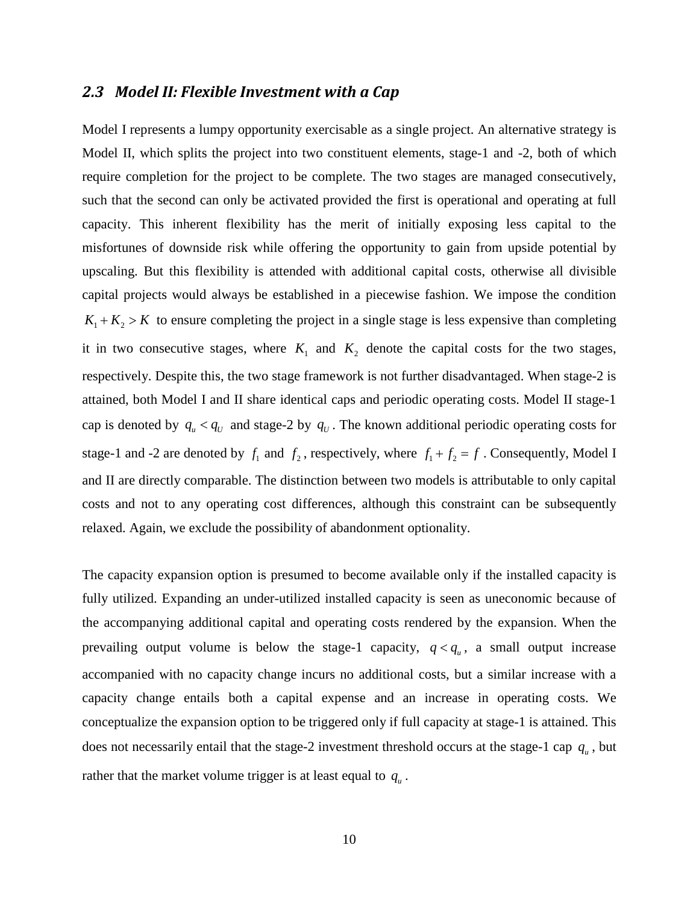### 2.3 Model II: Flexible Investment with a Cap

Model I represents a lumpy opportunity exercisable as a single project. An alternative strategy is Model II, which splits the project into two constituent elements, stage-1 and -2, both of which require completion for the project to be complete. The two stages are managed consecutively, such that the second can only be activated provided the first is operational and operating at full capacity. This inherent flexibility has the merit of initially exposing less capital to the misfortunes of downside risk while offering the opportunity to gain from upside potential by upscaling. But this flexibility is attended with additional capital costs, otherwise all divisible capital projects would always be established in a piecewise fashion. We impose the condition $K_1 + K_2 > K$ to ensure completing the project in a single stage is less expensive than completing it in two consecutive stages, where $K_1$ and $K_2$ denote the capital costs for the two stages, respectively. Despite this, the two stage framework is not further disadvantaged. When stage-2 is attained, both Model I and II share identical caps and periodic operating costs. Model II stage-1 cap is denoted by $q_u < q_U$ and stage-2 by $q_U$. The known additional periodic operating costs for stage-1 and -2 are denoted by $f_1$ and $f_2$, respectively, where $f_1 + f_2 = f$. Consequently, Model I and II are directly comparable. The distinction between two models is attributable to only capital costs and not to any operating cost differences, although this constraint can be subsequently relaxed. Again, we exclude the possibility of abandonment optionality.

The capacity expansion option is presumed to become available only if the installed capacity is fully utilized. Expanding an under-utilized installed capacity is seen as uneconomic because of the accompanying additional capital and operating costs rendered by the expansion. When the prevailing output volume is below the stage-1 capacity, $q < q_u$, a small output increase accompanied with no capacity change incurs no additional costs, but a similar increase with a capacity change entails both a capital expense and an increase in operating costs. We conceptualize the expansion option to be triggered only if full capacity at stage-1 is attained. This does not necessarily entail that the stage-2 investment threshold occurs at the stage-1 cap $q_u$, but rather that the market volume trigger is at least equal to $q_u$.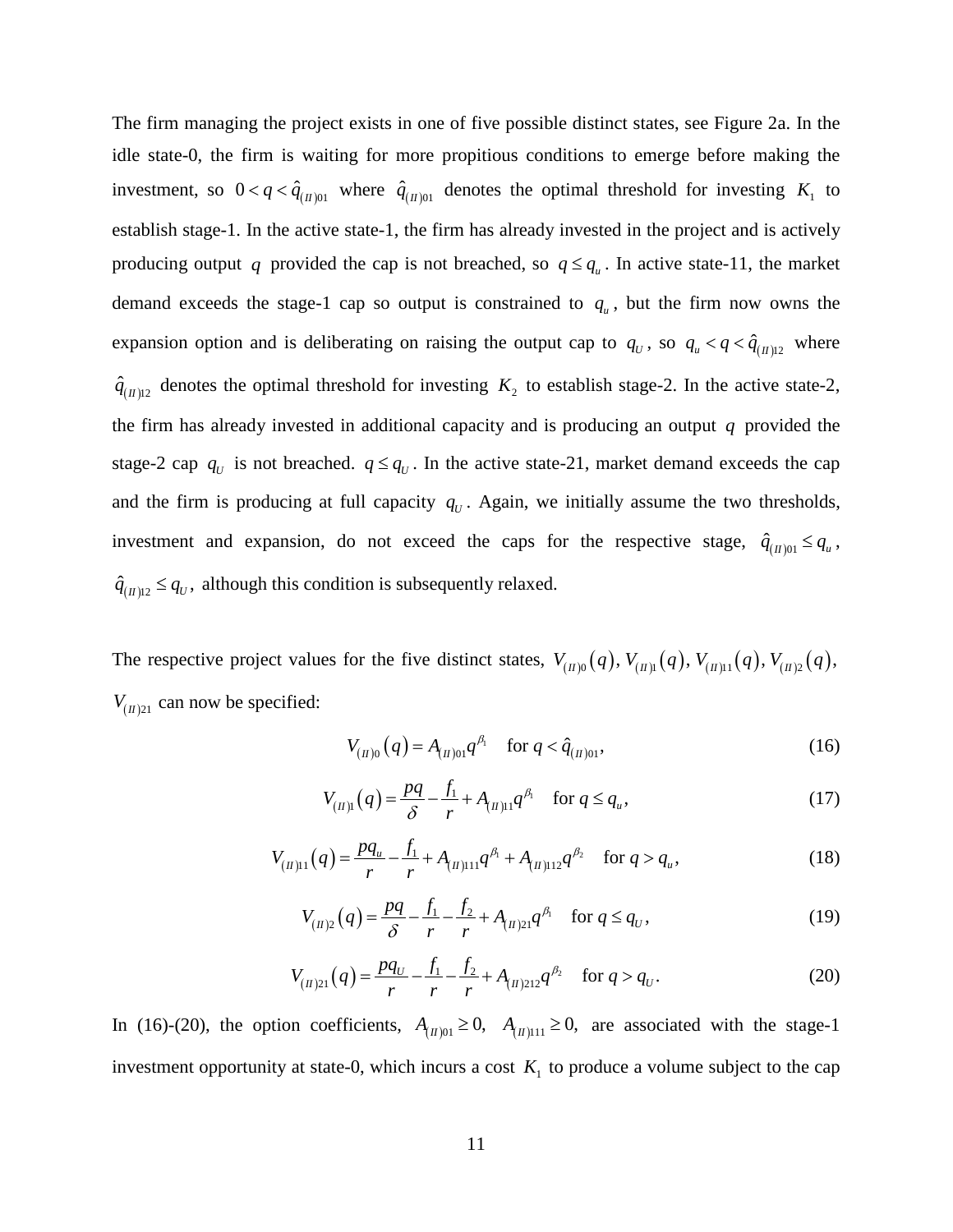The firm managing the project exists in one of five possible distinct states, see Figure 2a. In the idle state-0, the firm is waiting for more propitious conditions to emerge before making the investment, so $0 < q < \hat{q}_{(II)01}$ where $\hat{q}_{(II)01}$ denotes the optimal threshold for investing $K_1$ to establish stage-1. In the active state-1, the firm has already invested in the project and is actively producing output $q$ provided the cap is not breached, so $q \le q_u$. In active state-11, the market demand exceeds the stage-1 cap so output is constrained to $q_u$, but the firm now owns the expansion option and is deliberating on raising the output cap to $q_U$, so $q_u < q < \hat{q}_{(II)12}$ where $\hat{q}_{(II)12}$ denotes the optimal threshold for investing $K_2$ to establish stage-2. In the active state-2, the firm has already invested in additional capacity and is producing an output $q$ provided the stage-2 cap $q_U$ is not breached. $q \le q_U$. In the active state-21, market demand exceeds the cap and the firm is producing at full capacity $q_U$. Again, we initially assume the two thresholds, investment and expansion, do not exceed the caps for the respective stage, $\hat{q}_{(II)01} \le q_u$, $\hat{q}_{(II)12} \le q_U$, although this condition is subsequently relaxed.

The respective project values for the five distinct states, $V_{(II)0}(q), V_{(II)1}(q), V_{(II)11}(q), V_{(II)2}(q)$, $V_{(II)21}$ can now be specified:

$$V_{(II)0}(q) = A_{(II)01} q^{\beta_1} \quad \text{for } q < \hat{q}_{(II)01}, \tag{16}$$

$$V_{(II)1}(q) = \frac{pq}{\delta} - \frac{f_1}{r} + A_{(II)11} q^{\beta_1} \quad \text{for } q \le q_u, \tag{17}$$

$$V_{(II)11}(q) = \frac{pq_u}{r} - \frac{f_1}{r} + A_{(II)111} q^{\beta_1} + A_{(II)112} q^{\beta_2} \quad \text{for } q > q_u, \tag{18}$$

$$V_{(II)2}(q) = \frac{pq}{\delta} - \frac{f_1}{r} - \frac{f_2}{r} + A_{(II)21} q^{\beta_1} \quad \text{for } q \le q_U, \tag{19}$$

$$V_{(II)21}(q) = \frac{pq_U}{r} - \frac{f_1}{r} - \frac{f_2}{r} + A_{(II)212} q^{\beta_2} \quad \text{for } q > q_U. \tag{20}$$

In (16)-(20), the option coefficients, $A_{(II)01} \ge 0$, $A_{(II)111} \ge 0$, are associated with the stage-1 investment opportunity at state-0, which incurs a cost $K_1$ to produce a volume subject to the cap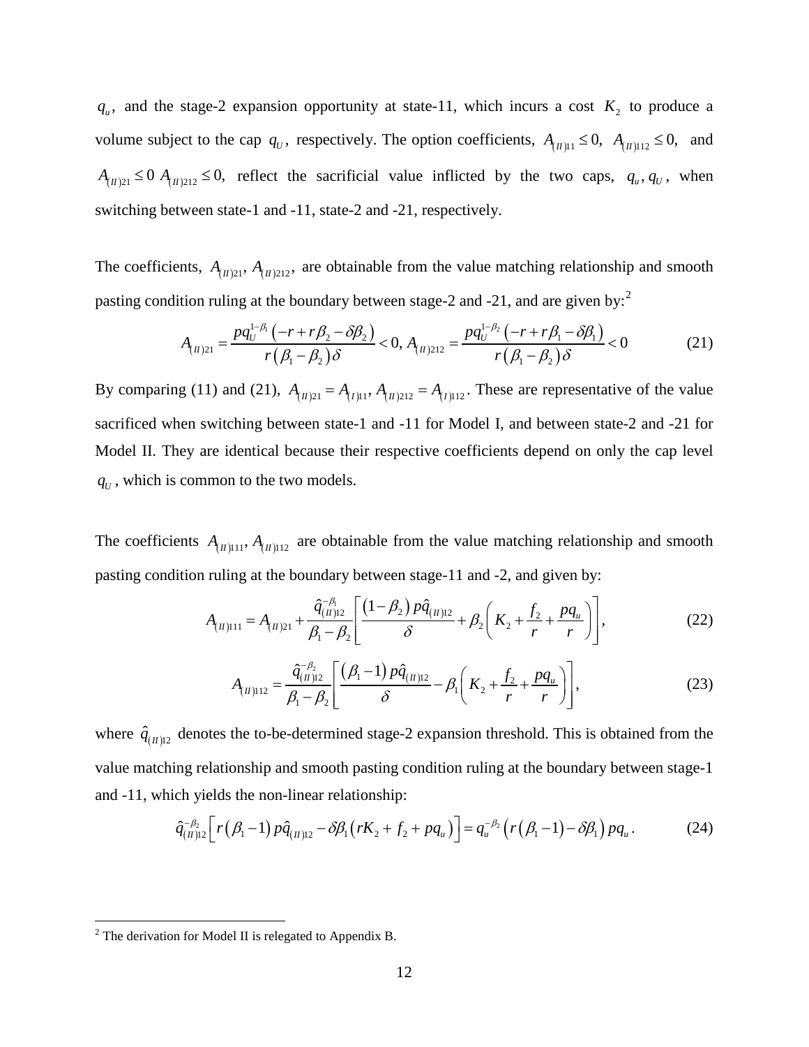$q_u$, and the stage-2 expansion opportunity at state-11, which incurs a cost $K_2$ to produce a volume subject to the cap $q_U$, respectively. The option coefficients, $A_{(II)11} \leq 0$, $A_{(II)112} \leq 0$, and $A_{(II)21} \leq 0$ $A_{(II)212} \leq 0$, reflect the sacrificial value inflicted by the two caps, $q_u, q_U$, when switching between state-1 and -11, state-2 and -21, respectively.

The coefficients, $A_{(II)21}, A_{(II)212}$, are obtainable from the value matching relationship and smooth pasting condition ruling at the boundary between stage-2 and -21, and are given by:[2]

$$A_{(II)21} = \frac{p q_U^{1-\beta_1}\left(-r + r\beta_2 - \delta\beta_2\right)}{r\left(\beta_1 - \beta_2\right)\delta} < 0,\; A_{(II)212} = \frac{p q_U^{1-\beta_2}\left(-r + r\beta_1 - \delta\beta_1\right)}{r\left(\beta_1 - \beta_2\right)\delta} < 0 \tag{21}$$

By comparing (11) and (21), $A_{(II)21} = A_{(I)11}, A_{(II)212} = A_{(I)112}$. These are representative of the value sacrificed when switching between state-1 and -11 for Model I, and between state-2 and -21 for Model II. They are identical because their respective coefficients depend on only the cap level $q_U$, which is common to the two models.

The coefficients $A_{(II)111}, A_{(II)112}$ are obtainable from the value matching relationship and smooth pasting condition ruling at the boundary between stage-11 and -2, and given by:

$$A_{(II)111} = A_{(II)21} + \frac{\hat{q}_{(II)12}^{-\beta_1}}{\beta_1 - \beta_2}\left[\frac{\left(1-\beta_2\right) p\hat{q}_{(II)12}}{\delta} + \beta_2\left(K_2 + \frac{f_2}{r} + \frac{pq_u}{r}\right)\right], \tag{22}$$

$$A_{(II)112} = \frac{\hat{q}_{(II)12}^{-\beta_2}}{\beta_1 - \beta_2}\left[\frac{\left(\beta_1 - 1\right) p\hat{q}_{(II)12}}{\delta} - \beta_1\left(K_2 + \frac{f_2}{r} + \frac{pq_u}{r}\right)\right], \tag{23}$$

where $\hat{q}_{(II)12}$ denotes the to-be-determined stage-2 expansion threshold. This is obtained from the value matching relationship and smooth pasting condition ruling at the boundary between stage-1 and -11, which yields the non-linear relationship:

$$\hat{q}_{(II)12}^{-\beta_2}\left[r\left(\beta_1 - 1\right) p\hat{q}_{(II)12} - \delta\beta_1\left(rK_2 + f_2 + pq_u\right)\right] = q_u^{-\beta_2}\left(r\left(\beta_1 - 1\right) - \delta\beta_1\right) pq_u. \tag{24}$$

---

[2] The derivation for Model II is relegated to Appendix B.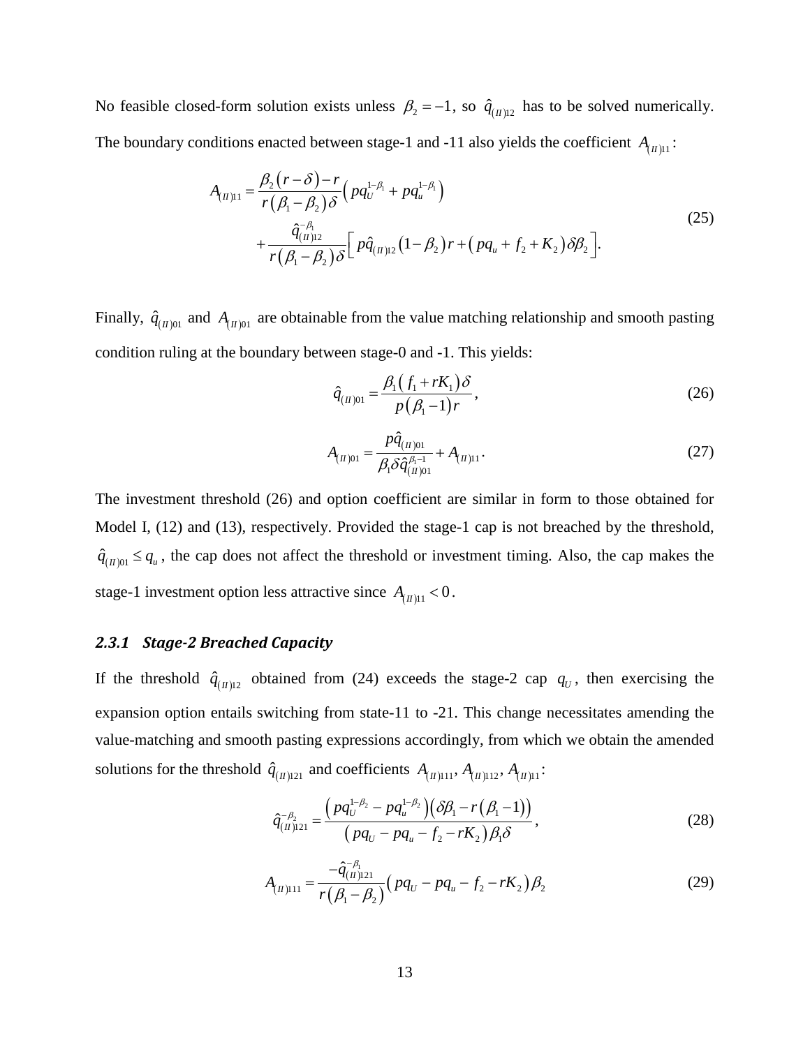No feasible closed-form solution exists unless $\beta_2 = -1$, so $\hat{q}_{(II)12}$ has to be solved numerically. The boundary conditions enacted between stage-1 and -11 also yields the coefficient $A_{(II)11}$:

$$
\begin{aligned}
A_{(II)11} = & \frac{\beta_2 (r-\delta) - r}{r(\beta_1 - \beta_2)\delta} \left( p q_U^{1-\beta_1} + p q_u^{1-\beta_1} \right) \\
& + \frac{\hat{q}_{(II)12}^{-\beta_1}}{r(\beta_1 - \beta_2)\delta} \left[ p \hat{q}_{(II)12} (1-\beta_2) r + \left( p q_u + f_2 + K_2 \right) \delta \beta_2 \right].
\end{aligned}
\tag{25}
$$

Finally, $\hat{q}_{(II)01}$ and $A_{(II)01}$ are obtainable from the value matching relationship and smooth pasting condition ruling at the boundary between stage-0 and -1. This yields:

$$
\hat{q}_{(II)01} = \frac{\beta_1 (f_1 + rK_1)\delta}{p(\beta_1 - 1) r}, \tag{26}
$$

$$
A_{(II)01} = \frac{p \hat{q}_{(II)01}}{\beta_1 \delta \hat{q}_{(II)01}^{\beta_1 - 1}} + A_{(II)11}. \tag{27}
$$

The investment threshold (26) and option coefficient are similar in form to those obtained for Model I, (12) and (13), respectively. Provided the stage-1 cap is not breached by the threshold, $\hat{q}_{(II)01} \le q_u$, the cap does not affect the threshold or investment timing. Also, the cap makes the stage-1 investment option less attractive since $A_{(II)11} < 0$.

### 2.3.1 Stage-2 Breached Capacity

If the threshold $\hat{q}_{(II)12}$ obtained from (24) exceeds the stage-2 cap $q_U$, then exercising the expansion option entails switching from state-11 to -21. This change necessitates amending the value-matching and smooth pasting expressions accordingly, from which we obtain the amended solutions for the threshold $\hat{q}_{(II)121}$ and coefficients $A_{(II)111}, A_{(II)112}, A_{(II)11}$:

$$
\hat{q}_{(II)121}^{-\beta_2} = \frac{\left( p q_U^{1-\beta_2} - p q_u^{1-\beta_2} \right) \left( \delta \beta_1 - r(\beta_1 - 1) \right)}{\left( p q_U - p q_u - f_2 - rK_2 \right) \beta_1 \delta}, \tag{28}
$$

$$
A_{(II)111} = \frac{-\hat{q}_{(II)121}^{-\beta_1}}{r(\beta_1 - \beta_2)} \left( p q_U - p q_u - f_2 - rK_2 \right) \beta_2 \tag{29}
$$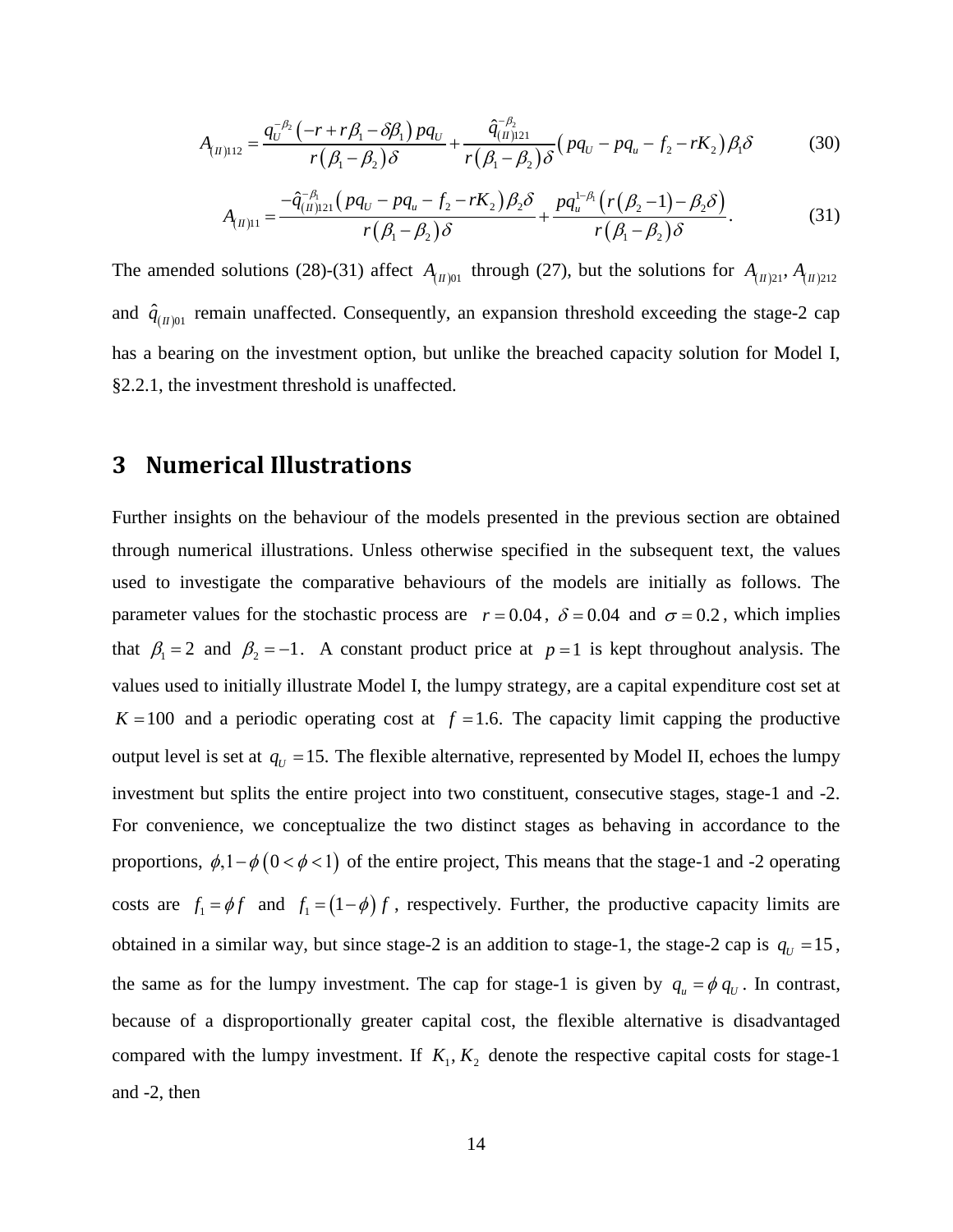$$A_{(II)112} = \frac{q_U^{-\beta_2}\left(-r + r\beta_1 - \delta\beta_1\right)pq_U}{r\left(\beta_1 - \beta_2\right)\delta} + \frac{\hat{q}_{(II)121}^{-\beta_2}}{r\left(\beta_1 - \beta_2\right)\delta}\left(pq_U - pq_u - f_2 - rK_2\right)\beta_1\delta \tag{30}$$

$$A_{(II)11} = \frac{-\hat{q}_{(II)121}^{-\beta_1}\left(pq_U - pq_u - f_2 - rK_2\right)\beta_2\delta}{r\left(\beta_1 - \beta_2\right)\delta} + \frac{pq_u^{1-\beta_1}\left(r\left(\beta_2 - 1\right) - \beta_2\delta\right)}{r\left(\beta_1 - \beta_2\right)\delta}. \tag{31}$$

The amended solutions (28)-(31) affect $A_{(II)01}$ through (27), but the solutions for $A_{(II)21}, A_{(II)212}$ and $\hat{q}_{(II)01}$ remain unaffected. Consequently, an expansion threshold exceeding the stage-2 cap has a bearing on the investment option, but unlike the breached capacity solution for Model I, §2.2.1, the investment threshold is unaffected.

# 3 Numerical Illustrations

Further insights on the behaviour of the models presented in the previous section are obtained through numerical illustrations. Unless otherwise specified in the subsequent text, the values used to investigate the comparative behaviours of the models are initially as follows. The parameter values for the stochastic process are $r = 0.04$, $\delta = 0.04$ and $\sigma = 0.2$, which implies that $\beta_1 = 2$ and $\beta_2 = -1$. A constant product price at $p = 1$ is kept throughout analysis. The values used to initially illustrate Model I, the lumpy strategy, are a capital expenditure cost set at $K = 100$ and a periodic operating cost at $f = 1.6$. The capacity limit capping the productive output level is set at $q_U = 15$. The flexible alternative, represented by Model II, echoes the lumpy investment but splits the entire project into two constituent, consecutive stages, stage-1 and -2. For convenience, we conceptualize the two distinct stages as behaving in accordance to the proportions, $\phi, 1-\phi \left(0 < \phi < 1\right)$ of the entire project, This means that the stage-1 and -2 operating costs are $f_1 = \phi f$ and $f_1 = \left(1-\phi\right) f$, respectively. Further, the productive capacity limits are obtained in a similar way, but since stage-2 is an addition to stage-1, the stage-2 cap is $q_U = 15$, the same as for the lumpy investment. The cap for stage-1 is given by $q_u = \phi\, q_U$. In contrast, because of a disproportionally greater capital cost, the flexible alternative is disadvantaged compared with the lumpy investment. If $K_1, K_2$ denote the respective capital costs for stage-1 and -2, then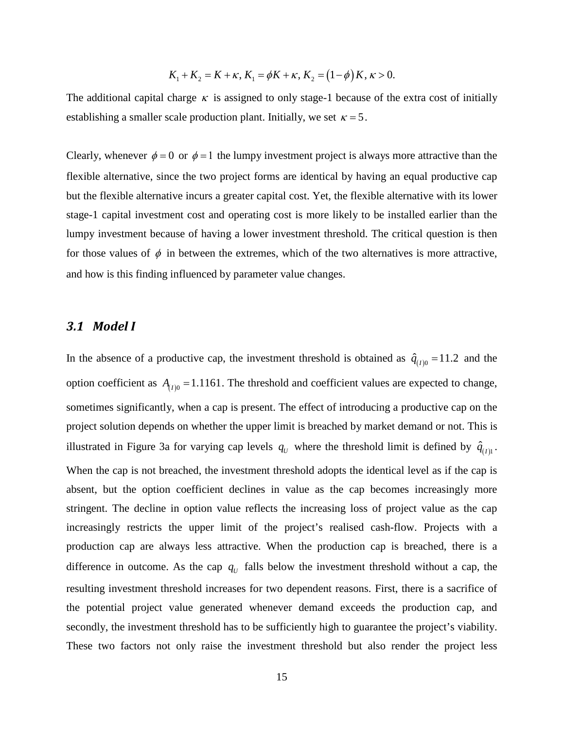$$K_1 + K_2 = K + \kappa, K_1 = \phi K + \kappa, K_2 = (1-\phi)K, \kappa > 0.$$

The additional capital charge $\kappa$ is assigned to only stage-1 because of the extra cost of initially establishing a smaller scale production plant. Initially, we set $\kappa = 5$.

Clearly, whenever $\phi = 0$ or $\phi = 1$ the lumpy investment project is always more attractive than the flexible alternative, since the two project forms are identical by having an equal productive cap but the flexible alternative incurs a greater capital cost. Yet, the flexible alternative with its lower stage-1 capital investment cost and operating cost is more likely to be installed earlier than the lumpy investment because of having a lower investment threshold. The critical question is then for those values of $\phi$ in between the extremes, which of the two alternatives is more attractive, and how is this finding influenced by parameter value changes.

## *3.1 Model I*

In the absence of a productive cap, the investment threshold is obtained as $\hat{q}_{(I)0} = 11.2$ and the option coefficient as $A_{(I)0} = 1.1161$. The threshold and coefficient values are expected to change, sometimes significantly, when a cap is present. The effect of introducing a productive cap on the project solution depends on whether the upper limit is breached by market demand or not. This is illustrated in Figure 3a for varying cap levels $q_U$ where the threshold limit is defined by $\hat{q}_{(I)1}$. When the cap is not breached, the investment threshold adopts the identical level as if the cap is absent, but the option coefficient declines in value as the cap becomes increasingly more stringent. The decline in option value reflects the increasing loss of project value as the cap increasingly restricts the upper limit of the project's realised cash-flow. Projects with a production cap are always less attractive. When the production cap is breached, there is a difference in outcome. As the cap $q_U$ falls below the investment threshold without a cap, the resulting investment threshold increases for two dependent reasons. First, there is a sacrifice of the potential project value generated whenever demand exceeds the production cap, and secondly, the investment threshold has to be sufficiently high to guarantee the project's viability. These two factors not only raise the investment threshold but also render the project less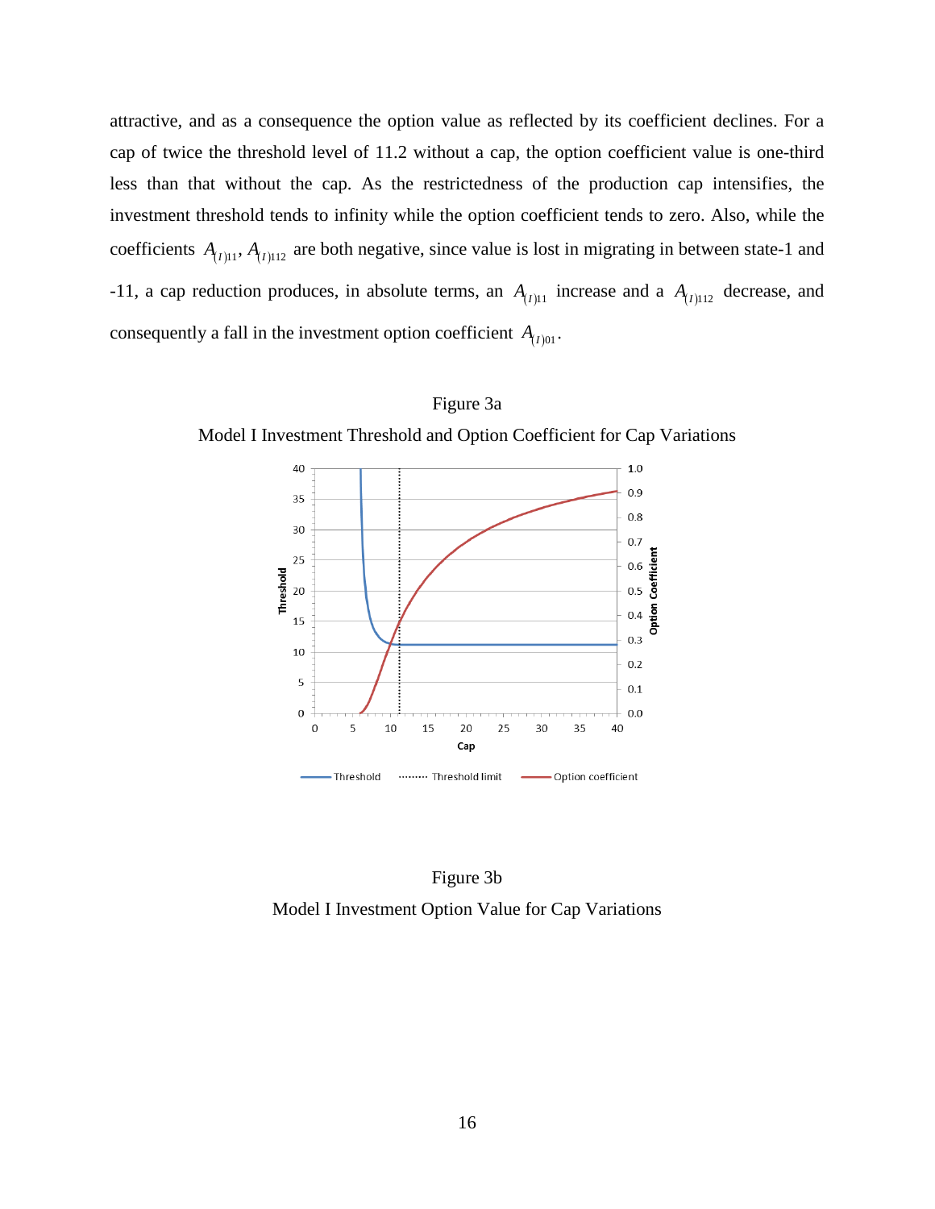attractive, and as a consequence the option value as reflected by its coefficient declines. For a cap of twice the threshold level of 11.2 without a cap, the option coefficient value is one-third less than that without the cap. As the restrictedness of the production cap intensifies, the investment threshold tends to infinity while the option coefficient tends to zero. Also, while the coefficients $A_{(I)11}$, $A_{(I)112}$ are both negative, since value is lost in migrating in between state-1 and -11, a cap reduction produces, in absolute terms, an $A_{(I)11}$ increase and a $A_{(I)112}$ decrease, and consequently a fall in the investment option coefficient $A_{(I)01}$.

Figure 3a

Model I Investment Threshold and Option Coefficient for Cap Variations

Figure 3b

Model I Investment Option Value for Cap Variations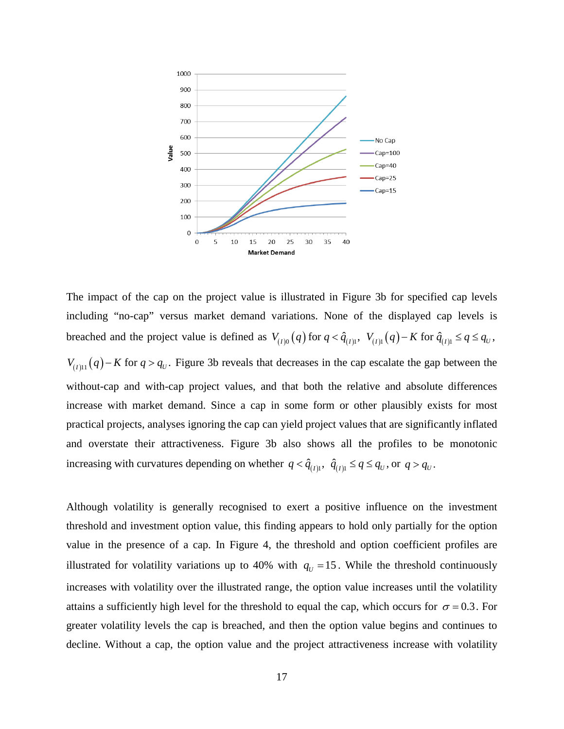The impact of the cap on the project value is illustrated in Figure 3b for specified cap levels including "no-cap" versus market demand variations. None of the displayed cap levels is breached and the project value is defined as $V_{(I)0}(q)$ for $q < \hat{q}_{(I)1}$, $V_{(I)1}(q) - K$ for $\hat{q}_{(I)1} \leq q \leq q_U$, $V_{(I)11}(q) - K$ for $q > q_U$. Figure 3b reveals that decreases in the cap escalate the gap between the without-cap and with-cap project values, and that both the relative and absolute differences increase with market demand. Since a cap in some form or other plausibly exists for most practical projects, analyses ignoring the cap can yield project values that are significantly inflated and overstate their attractiveness. Figure 3b also shows all the profiles to be monotonic increasing with curvatures depending on whether $q < \hat{q}_{(I)1}$, $\hat{q}_{(I)1} \leq q \leq q_U$, or $q > q_U$.

Although volatility is generally recognised to exert a positive influence on the investment threshold and investment option value, this finding appears to hold only partially for the option value in the presence of a cap. In Figure 4, the threshold and option coefficient profiles are illustrated for volatility variations up to 40% with $q_U = 15$. While the threshold continuously increases with volatility over the illustrated range, the option value increases until the volatility attains a sufficiently high level for the threshold to equal the cap, which occurs for $\sigma = 0.3$. For greater volatility levels the cap is breached, and then the option value begins and continues to decline. Without a cap, the option value and the project attractiveness increase with volatility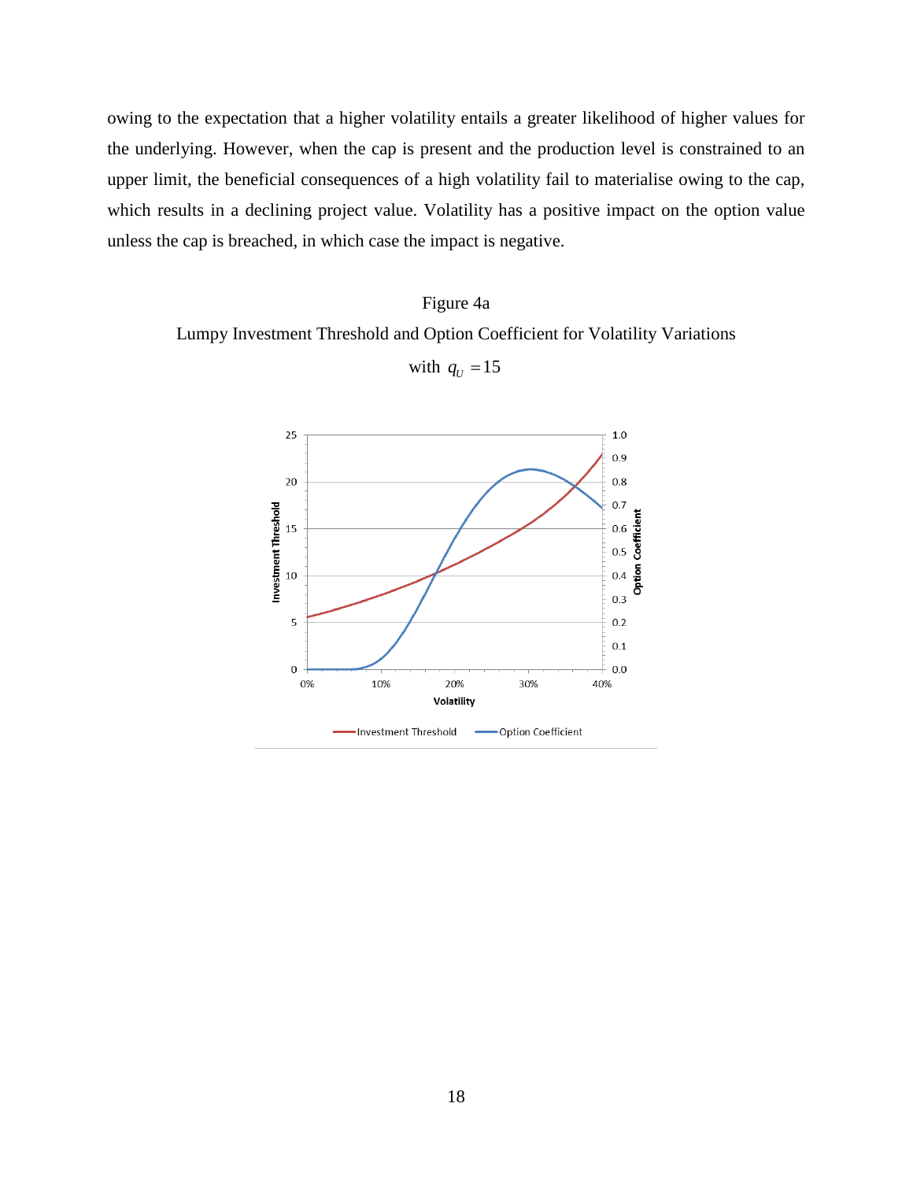owing to the expectation that a higher volatility entails a greater likelihood of higher values for the underlying. However, when the cap is present and the production level is constrained to an upper limit, the beneficial consequences of a high volatility fail to materialise owing to the cap, which results in a declining project value. Volatility has a positive impact on the option value unless the cap is breached, in which case the impact is negative.

Figure 4a

Lumpy Investment Threshold and Option Coefficient for Volatility Variations with $q_U = 15$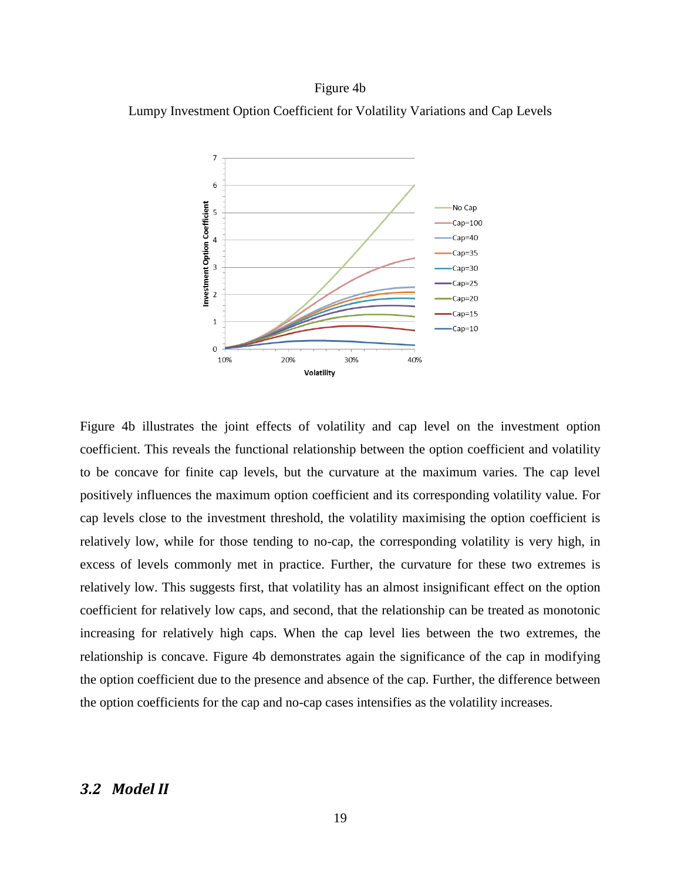Figure 4b

Lumpy Investment Option Coefficient for Volatility Variations and Cap Levels

Figure 4b illustrates the joint effects of volatility and cap level on the investment option coefficient. This reveals the functional relationship between the option coefficient and volatility to be concave for finite cap levels, but the curvature at the maximum varies. The cap level positively influences the maximum option coefficient and its corresponding volatility value. For cap levels close to the investment threshold, the volatility maximising the option coefficient is relatively low, while for those tending to no-cap, the corresponding volatility is very high, in excess of levels commonly met in practice. Further, the curvature for these two extremes is relatively low. This suggests first, that volatility has an almost insignificant effect on the option coefficient for relatively low caps, and second, that the relationship can be treated as monotonic increasing for relatively high caps. When the cap level lies between the two extremes, the relationship is concave. Figure 4b demonstrates again the significance of the cap in modifying the option coefficient due to the presence and absence of the cap. Further, the difference between the option coefficients for the cap and no-cap cases intensifies as the volatility increases.

## *3.2 Model II*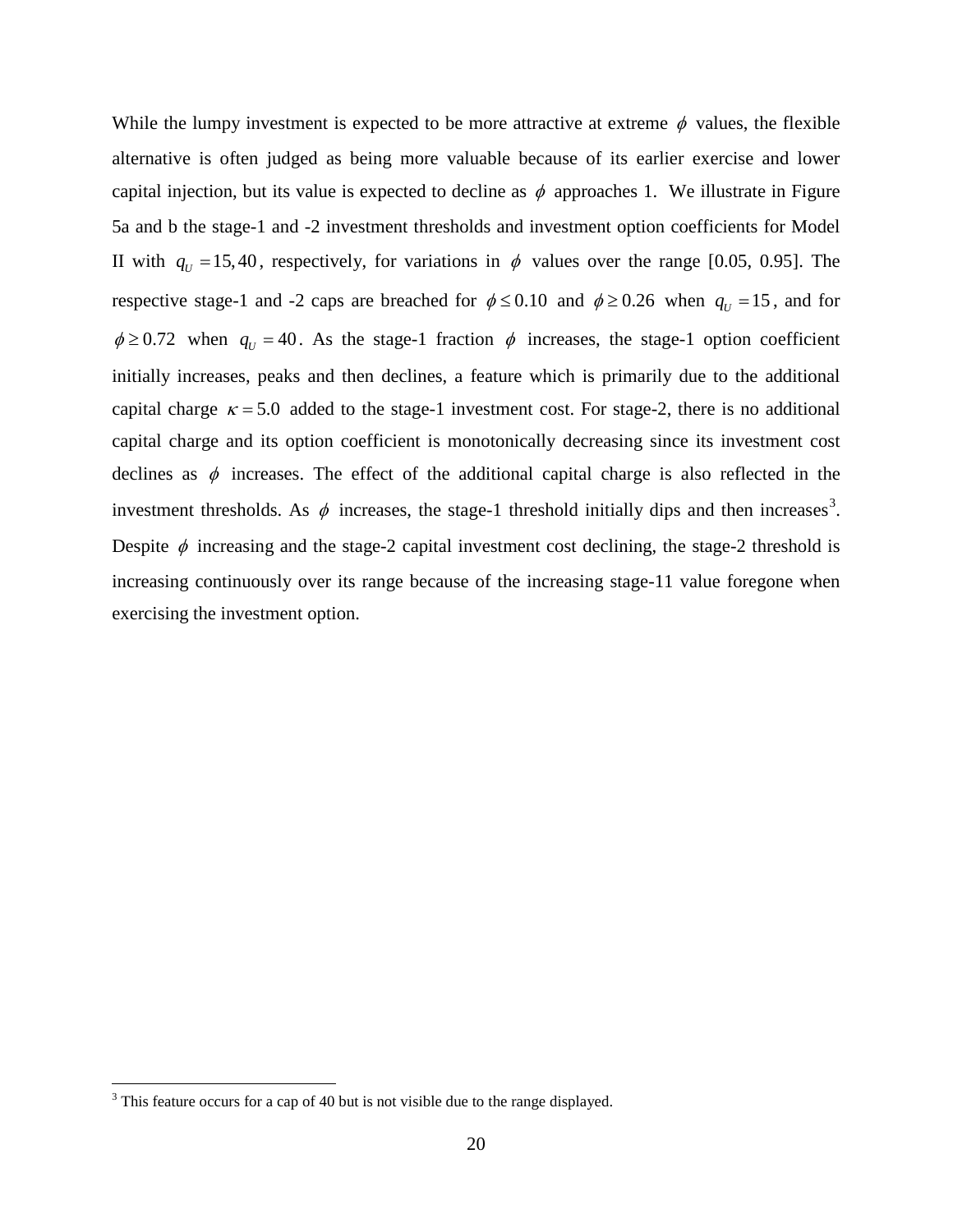While the lumpy investment is expected to be more attractive at extreme $\phi$ values, the flexible alternative is often judged as being more valuable because of its earlier exercise and lower capital injection, but its value is expected to decline as $\phi$ approaches 1. We illustrate in Figure 5a and b the stage-1 and -2 investment thresholds and investment option coefficients for Model II with $q_U = 15, 40$, respectively, for variations in $\phi$ values over the range [0.05, 0.95]. The respective stage-1 and -2 caps are breached for $\phi \leq 0.10$ and $\phi \geq 0.26$ when $q_U = 15$, and for $\phi \geq 0.72$ when $q_U = 40$. As the stage-1 fraction $\phi$ increases, the stage-1 option coefficient initially increases, peaks and then declines, a feature which is primarily due to the additional capital charge $\kappa = 5.0$ added to the stage-1 investment cost. For stage-2, there is no additional capital charge and its option coefficient is monotonically decreasing since its investment cost declines as $\phi$ increases. The effect of the additional capital charge is also reflected in the investment thresholds. As $\phi$ increases, the stage-1 threshold initially dips and then increases[3]. Despite $\phi$ increasing and the stage-2 capital investment cost declining, the stage-2 threshold is increasing continuously over its range because of the increasing stage-11 value foregone when exercising the investment option.

[3] This feature occurs for a cap of 40 but is not visible due to the range displayed.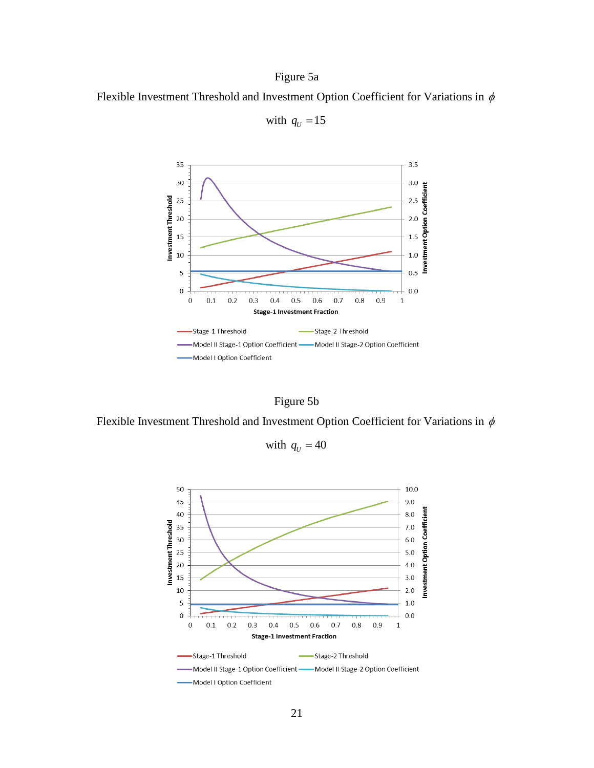Figure 5a

Flexible Investment Threshold and Investment Option Coefficient for Variations in $\phi$ with $q_U = 15$

Figure 5b

Flexible Investment Threshold and Investment Option Coefficient for Variations in $\phi$ with $q_U = 40$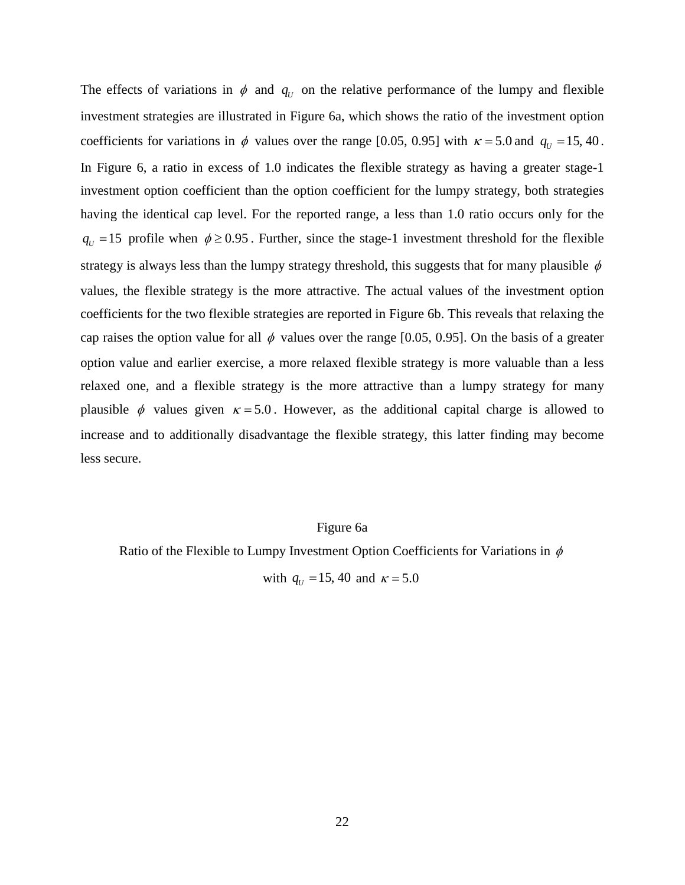The effects of variations in $\phi$ and $q_U$ on the relative performance of the lumpy and flexible investment strategies are illustrated in Figure 6a, which shows the ratio of the investment option coefficients for variations in $\phi$ values over the range [0.05, 0.95] with $\kappa = 5.0$ and $q_U = 15, 40$. In Figure 6, a ratio in excess of 1.0 indicates the flexible strategy as having a greater stage-1 investment option coefficient than the option coefficient for the lumpy strategy, both strategies having the identical cap level. For the reported range, a less than 1.0 ratio occurs only for the $q_U = 15$ profile when $\phi \geq 0.95$. Further, since the stage-1 investment threshold for the flexible strategy is always less than the lumpy strategy threshold, this suggests that for many plausible $\phi$ values, the flexible strategy is the more attractive. The actual values of the investment option coefficients for the two flexible strategies are reported in Figure 6b. This reveals that relaxing the cap raises the option value for all $\phi$ values over the range [0.05, 0.95]. On the basis of a greater option value and earlier exercise, a more relaxed flexible strategy is more valuable than a less relaxed one, and a flexible strategy is the more attractive than a lumpy strategy for many plausible $\phi$ values given $\kappa = 5.0$. However, as the additional capital charge is allowed to increase and to additionally disadvantage the flexible strategy, this latter finding may become less secure.

Figure 6a

Ratio of the Flexible to Lumpy Investment Option Coefficients for Variations in $\phi$ with $q_U = 15, 40$ and $\kappa = 5.0$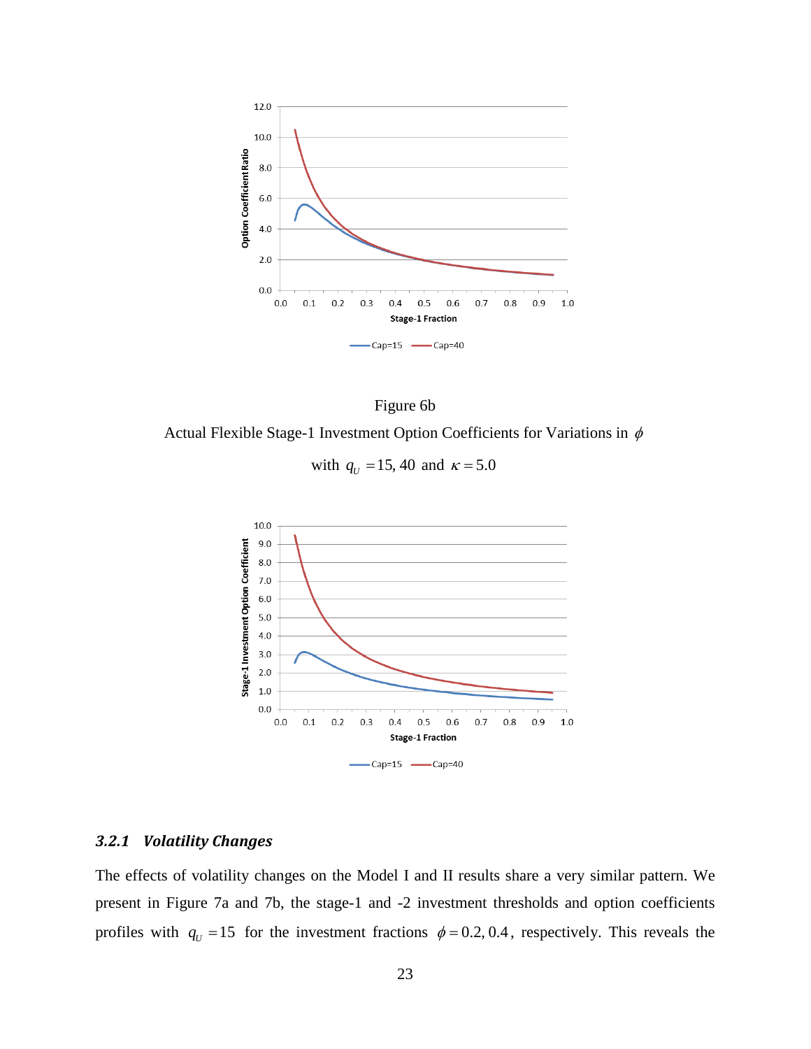Figure 6b

Actual Flexible Stage-1 Investment Option Coefficients for Variations in $\phi$ with $q_U = 15, 40$ and $\kappa = 5.0$

### *3.2.1 Volatility Changes*

The effects of volatility changes on the Model I and II results share a very similar pattern. We present in Figure 7a and 7b, the stage-1 and -2 investment thresholds and option coefficients profiles with $q_U = 15$ for the investment fractions $\phi = 0.2, 0.4$, respectively. This reveals the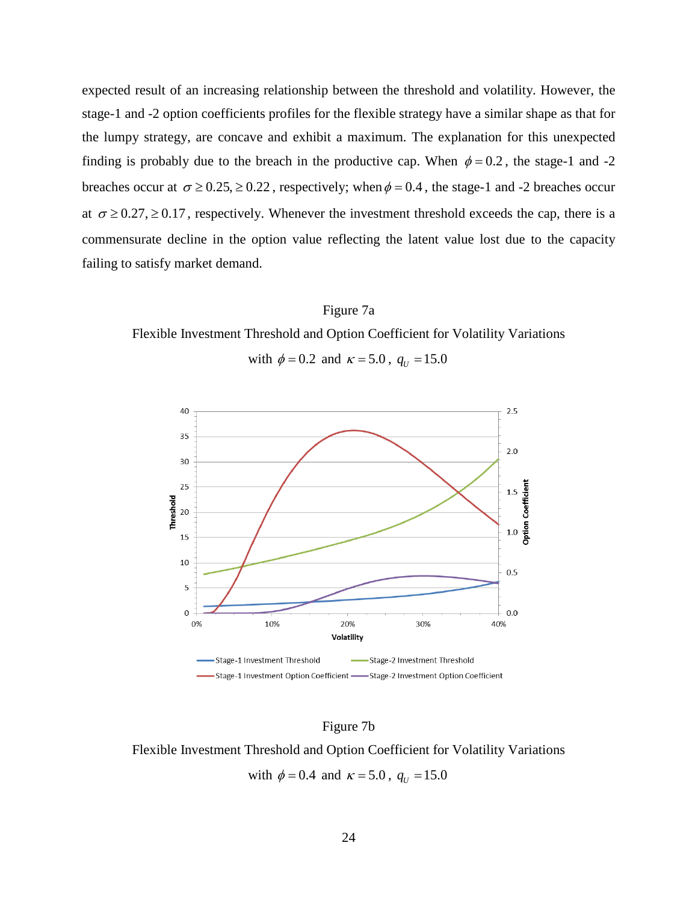expected result of an increasing relationship between the threshold and volatility. However, the stage-1 and -2 option coefficients profiles for the flexible strategy have a similar shape as that for the lumpy strategy, are concave and exhibit a maximum. The explanation for this unexpected finding is probably due to the breach in the productive cap. When $\phi = 0.2$, the stage-1 and -2 breaches occur at $\sigma \geq 0.25, \geq 0.22$, respectively; when $\phi = 0.4$, the stage-1 and -2 breaches occur at $\sigma \geq 0.27, \geq 0.17$, respectively. Whenever the investment threshold exceeds the cap, there is a commensurate decline in the option value reflecting the latent value lost due to the capacity failing to satisfy market demand.

Figure 7a

Flexible Investment Threshold and Option Coefficient for Volatility Variations with $\phi = 0.2$ and $\kappa = 5.0$, $q_U = 15.0$

Figure 7b

Flexible Investment Threshold and Option Coefficient for Volatility Variations with $\phi = 0.4$ and $\kappa = 5.0$, $q_U = 15.0$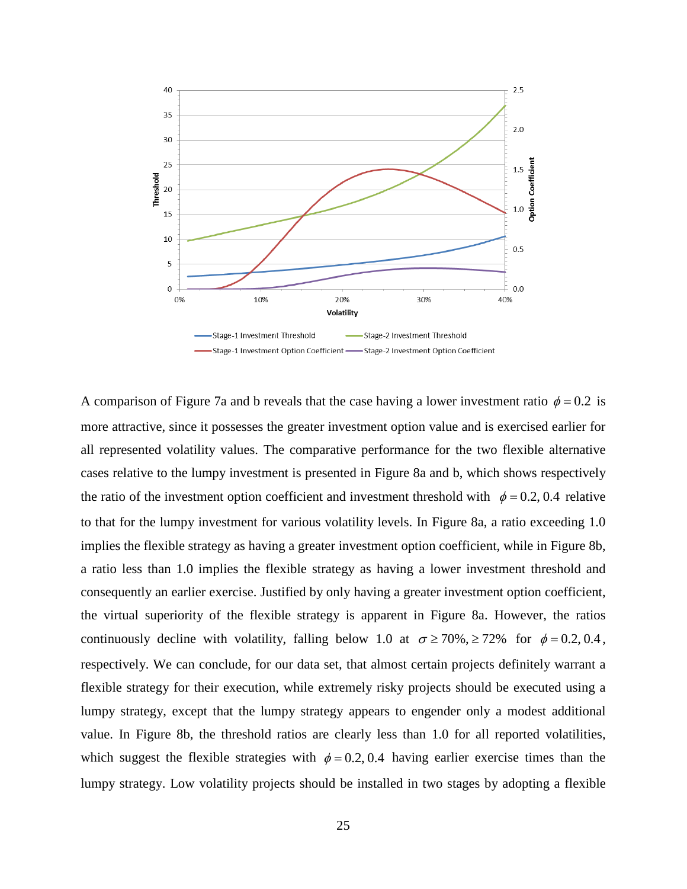A comparison of Figure 7a and b reveals that the case having a lower investment ratio $\phi = 0.2$ is more attractive, since it possesses the greater investment option value and is exercised earlier for all represented volatility values. The comparative performance for the two flexible alternative cases relative to the lumpy investment is presented in Figure 8a and b, which shows respectively the ratio of the investment option coefficient and investment threshold with $\phi = 0.2, 0.4$ relative to that for the lumpy investment for various volatility levels. In Figure 8a, a ratio exceeding 1.0 implies the flexible strategy as having a greater investment option coefficient, while in Figure 8b, a ratio less than 1.0 implies the flexible strategy as having a lower investment threshold and consequently an earlier exercise. Justified by only having a greater investment option coefficient, the virtual superiority of the flexible strategy is apparent in Figure 8a. However, the ratios continuously decline with volatility, falling below 1.0 at $\sigma \geq 70\%, \geq 72\%$ for $\phi = 0.2, 0.4$, respectively. We can conclude, for our data set, that almost certain projects definitely warrant a flexible strategy for their execution, while extremely risky projects should be executed using a lumpy strategy, except that the lumpy strategy appears to engender only a modest additional value. In Figure 8b, the threshold ratios are clearly less than 1.0 for all reported volatilities, which suggest the flexible strategies with $\phi = 0.2, 0.4$ having earlier exercise times than the lumpy strategy. Low volatility projects should be installed in two stages by adopting a flexible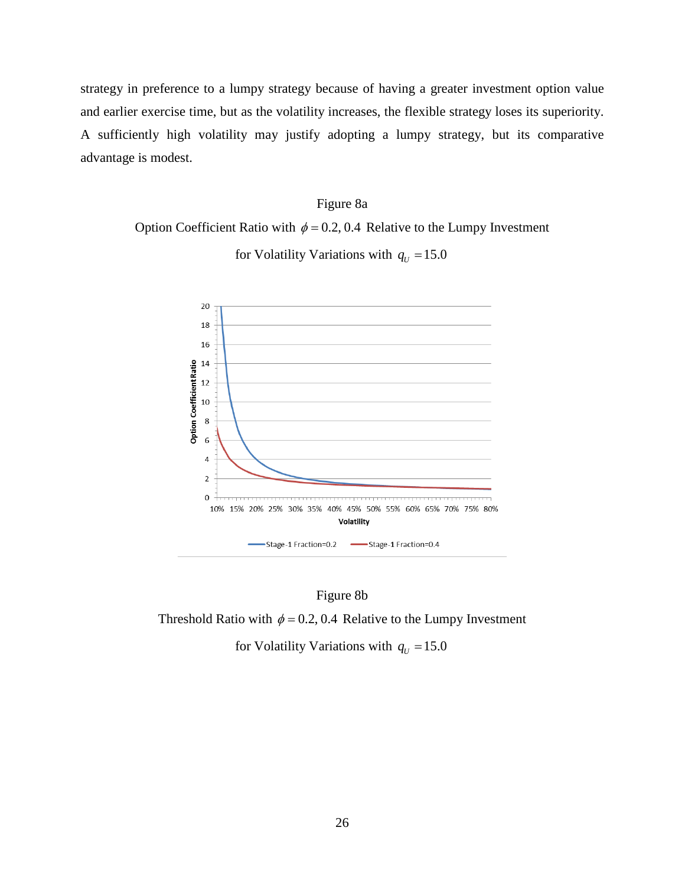strategy in preference to a lumpy strategy because of having a greater investment option value and earlier exercise time, but as the volatility increases, the flexible strategy loses its superiority. A sufficiently high volatility may justify adopting a lumpy strategy, but its comparative advantage is modest.

Figure 8a

Option Coefficient Ratio with $\phi = 0.2, 0.4$ Relative to the Lumpy Investment for Volatility Variations with $q_U = 15.0$

Figure 8b

Threshold Ratio with $\phi = 0.2, 0.4$ Relative to the Lumpy Investment for Volatility Variations with $q_U = 15.0$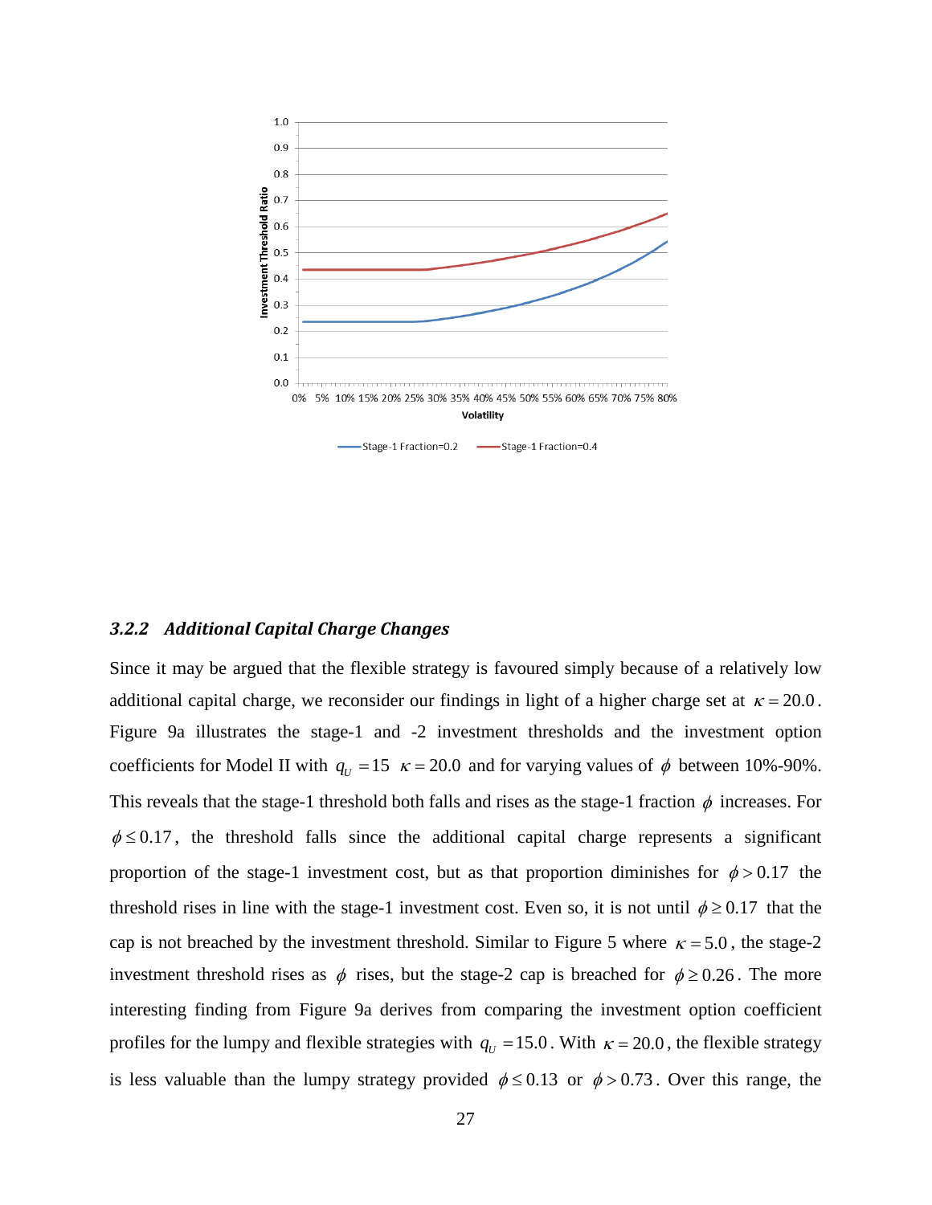### 3.2.2 *Additional Capital Charge Changes*

Since it may be argued that the flexible strategy is favoured simply because of a relatively low additional capital charge, we reconsider our findings in light of a higher charge set at $\kappa = 20.0$. Figure 9a illustrates the stage-1 and -2 investment thresholds and the investment option coefficients for Model II with $q_U = 15$ $\kappa = 20.0$ and for varying values of $\phi$ between 10%-90%. This reveals that the stage-1 threshold both falls and rises as the stage-1 fraction $\phi$ increases. For $\phi \leq 0.17$, the threshold falls since the additional capital charge represents a significant proportion of the stage-1 investment cost, but as that proportion diminishes for $\phi > 0.17$ the threshold rises in line with the stage-1 investment cost. Even so, it is not until $\phi \geq 0.17$ that the cap is not breached by the investment threshold. Similar to Figure 5 where $\kappa = 5.0$, the stage-2 investment threshold rises as $\phi$ rises, but the stage-2 cap is breached for $\phi \geq 0.26$. The more interesting finding from Figure 9a derives from comparing the investment option coefficient profiles for the lumpy and flexible strategies with $q_U = 15.0$. With $\kappa = 20.0$, the flexible strategy is less valuable than the lumpy strategy provided $\phi \leq 0.13$ or $\phi > 0.73$. Over this range, the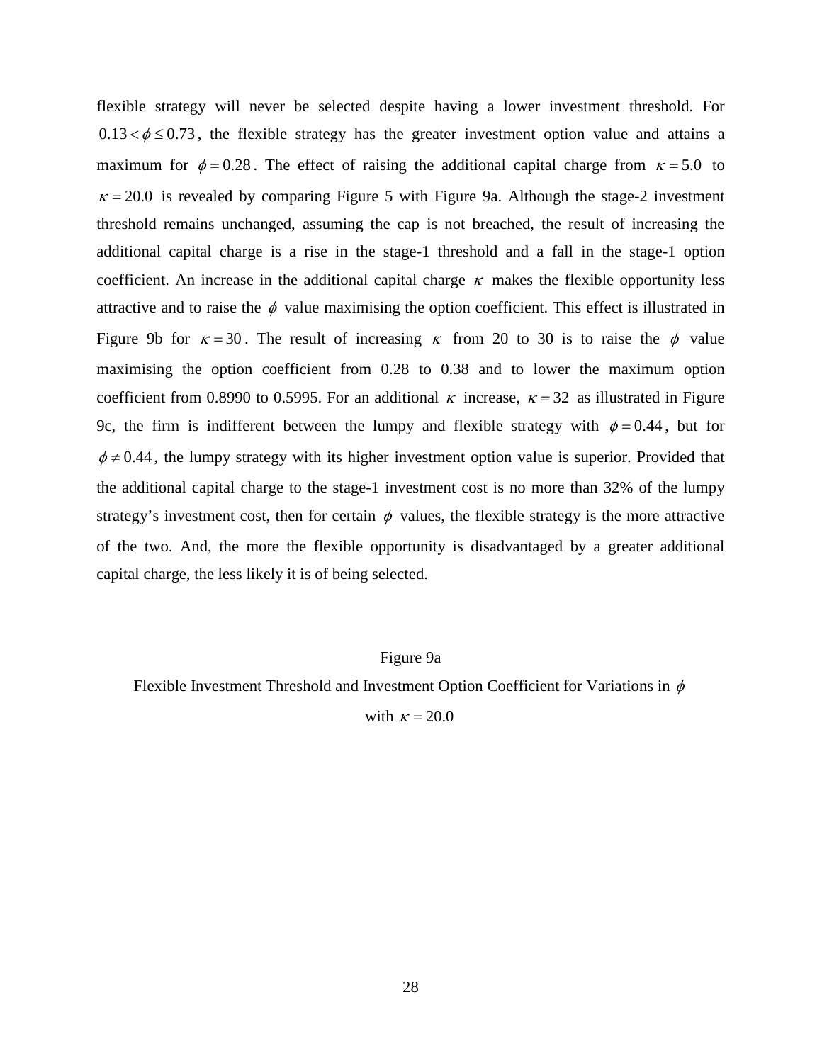flexible strategy will never be selected despite having a lower investment threshold. For $0.13 < \phi \leq 0.73$, the flexible strategy has the greater investment option value and attains a maximum for $\phi = 0.28$. The effect of raising the additional capital charge from $\kappa = 5.0$ to $\kappa = 20.0$ is revealed by comparing Figure 5 with Figure 9a. Although the stage-2 investment threshold remains unchanged, assuming the cap is not breached, the result of increasing the additional capital charge is a rise in the stage-1 threshold and a fall in the stage-1 option coefficient. An increase in the additional capital charge $\kappa$ makes the flexible opportunity less attractive and to raise the $\phi$ value maximising the option coefficient. This effect is illustrated in Figure 9b for $\kappa = 30$. The result of increasing $\kappa$ from 20 to 30 is to raise the $\phi$ value maximising the option coefficient from 0.28 to 0.38 and to lower the maximum option coefficient from 0.8990 to 0.5995. For an additional $\kappa$ increase, $\kappa = 32$ as illustrated in Figure 9c, the firm is indifferent between the lumpy and flexible strategy with $\phi = 0.44$, but for $\phi \neq 0.44$, the lumpy strategy with its higher investment option value is superior. Provided that the additional capital charge to the stage-1 investment cost is no more than 32% of the lumpy strategy's investment cost, then for certain $\phi$ values, the flexible strategy is the more attractive of the two. And, the more the flexible opportunity is disadvantaged by a greater additional capital charge, the less likely it is of being selected.

Figure 9a

Flexible Investment Threshold and Investment Option Coefficient for Variations in $\phi$ with $\kappa = 20.0$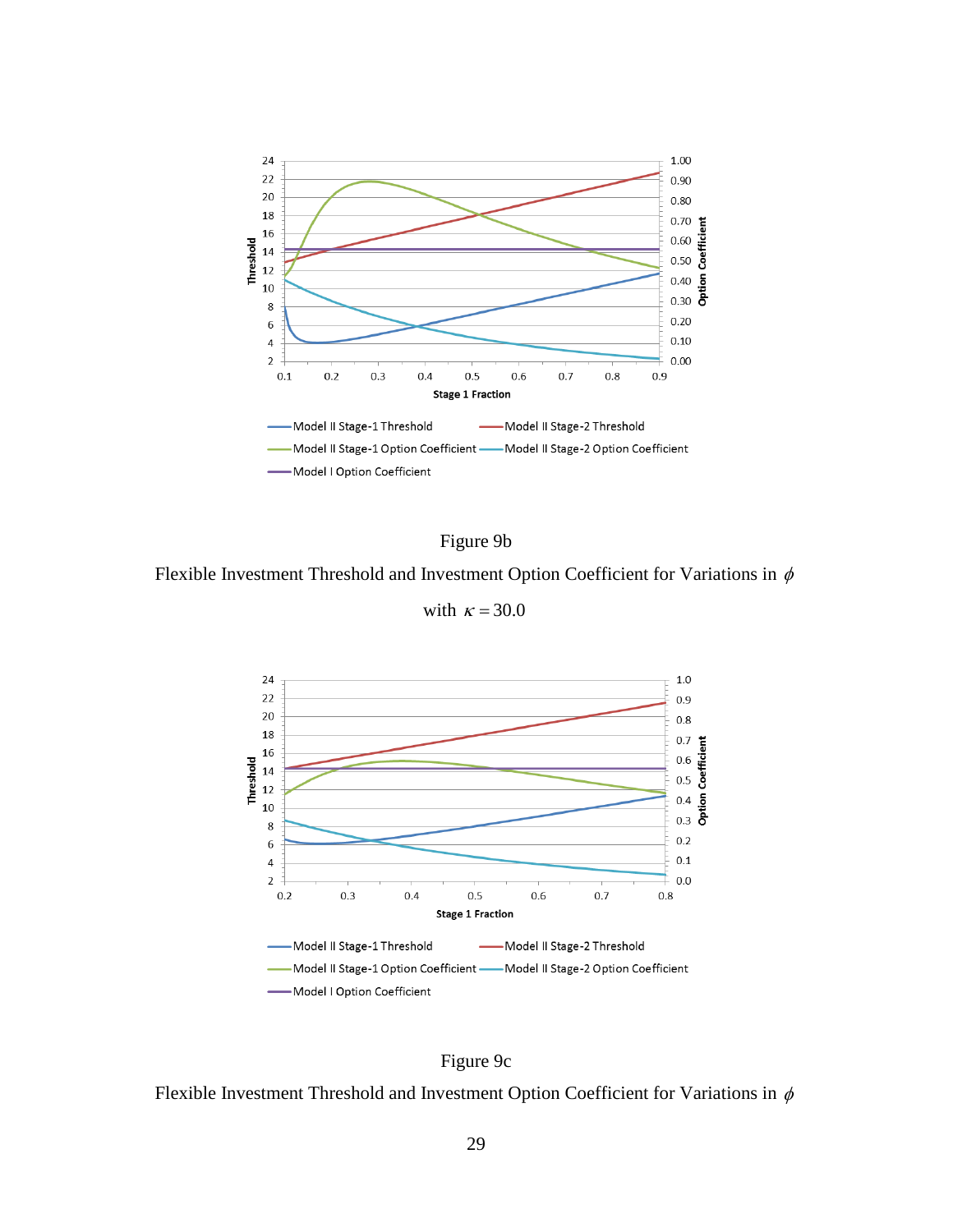Figure 9b

Flexible Investment Threshold and Investment Option Coefficient for Variations in $\phi$ with $\kappa = 30.0$

Figure 9c

Flexible Investment Threshold and Investment Option Coefficient for Variations in $\phi$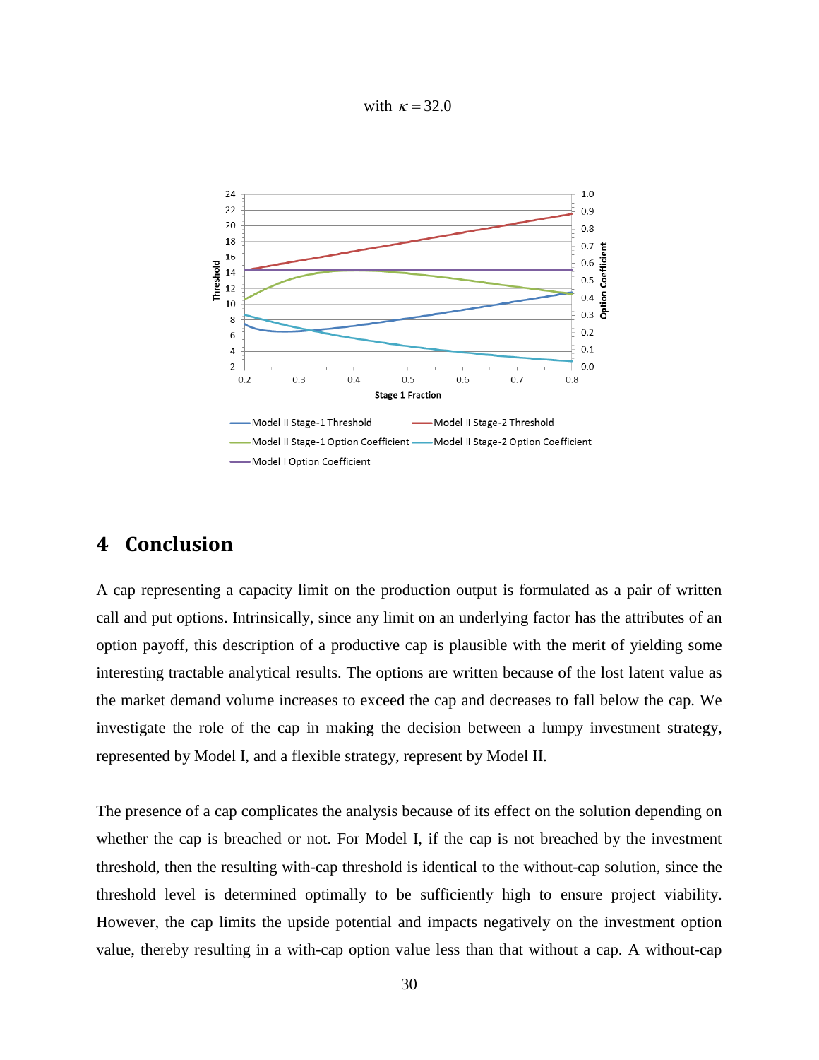with $\kappa = 32.0$

## 4 Conclusion

A cap representing a capacity limit on the production output is formulated as a pair of written call and put options. Intrinsically, since any limit on an underlying factor has the attributes of an option payoff, this description of a productive cap is plausible with the merit of yielding some interesting tractable analytical results. The options are written because of the lost latent value as the market demand volume increases to exceed the cap and decreases to fall below the cap. We investigate the role of the cap in making the decision between a lumpy investment strategy, represented by Model I, and a flexible strategy, represent by Model II.

The presence of a cap complicates the analysis because of its effect on the solution depending on whether the cap is breached or not. For Model I, if the cap is not breached by the investment threshold, then the resulting with-cap threshold is identical to the without-cap solution, since the threshold level is determined optimally to be sufficiently high to ensure project viability. However, the cap limits the upside potential and impacts negatively on the investment option value, thereby resulting in a with-cap option value less than that without a cap. A without-cap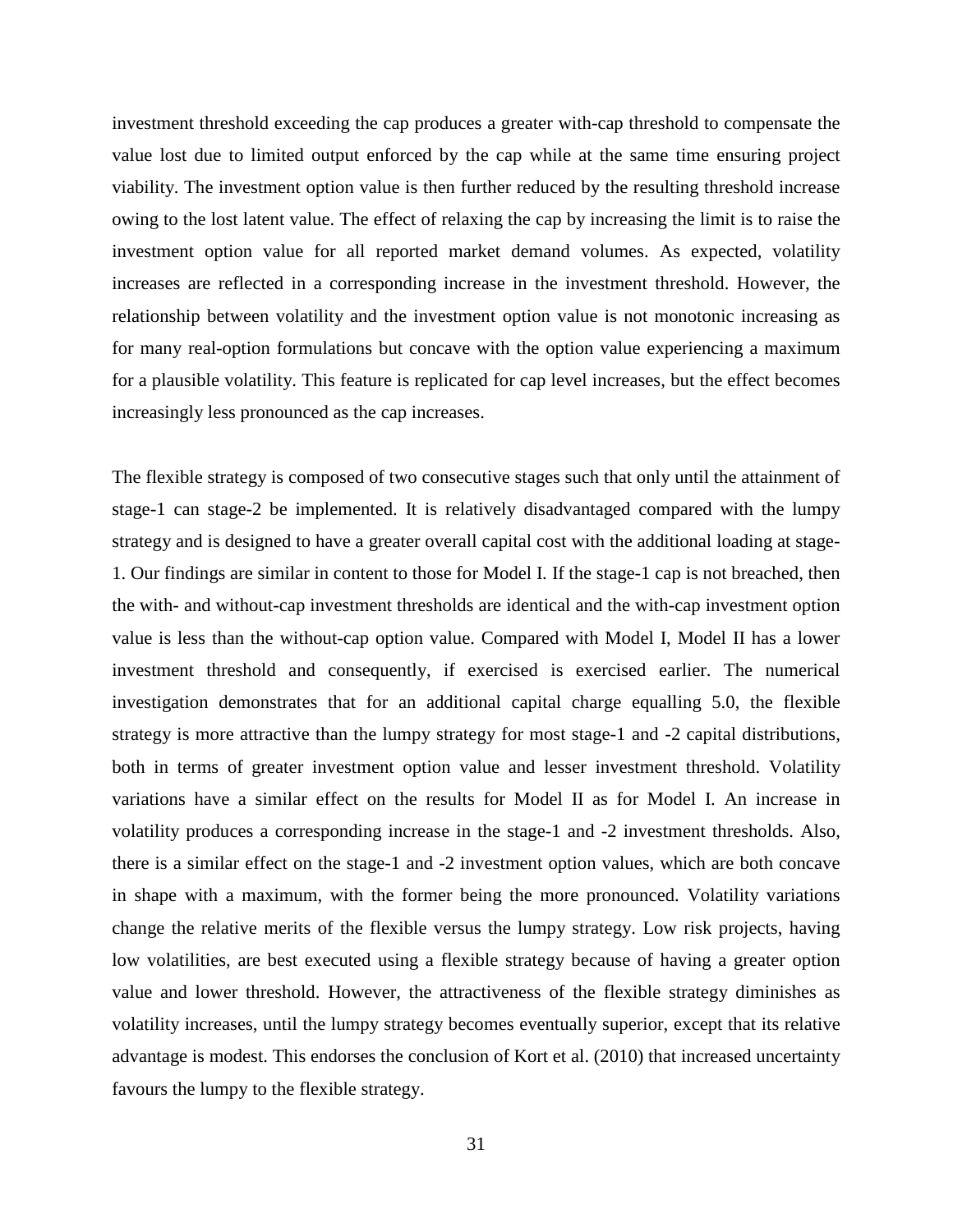investment threshold exceeding the cap produces a greater with-cap threshold to compensate the value lost due to limited output enforced by the cap while at the same time ensuring project viability. The investment option value is then further reduced by the resulting threshold increase owing to the lost latent value. The effect of relaxing the cap by increasing the limit is to raise the investment option value for all reported market demand volumes. As expected, volatility increases are reflected in a corresponding increase in the investment threshold. However, the relationship between volatility and the investment option value is not monotonic increasing as for many real-option formulations but concave with the option value experiencing a maximum for a plausible volatility. This feature is replicated for cap level increases, but the effect becomes increasingly less pronounced as the cap increases.

The flexible strategy is composed of two consecutive stages such that only until the attainment of stage-1 can stage-2 be implemented. It is relatively disadvantaged compared with the lumpy strategy and is designed to have a greater overall capital cost with the additional loading at stage-1. Our findings are similar in content to those for Model I. If the stage-1 cap is not breached, then the with- and without-cap investment thresholds are identical and the with-cap investment option value is less than the without-cap option value. Compared with Model I, Model II has a lower investment threshold and consequently, if exercised is exercised earlier. The numerical investigation demonstrates that for an additional capital charge equalling 5.0, the flexible strategy is more attractive than the lumpy strategy for most stage-1 and -2 capital distributions, both in terms of greater investment option value and lesser investment threshold. Volatility variations have a similar effect on the results for Model II as for Model I. An increase in volatility produces a corresponding increase in the stage-1 and -2 investment thresholds. Also, there is a similar effect on the stage-1 and -2 investment option values, which are both concave in shape with a maximum, with the former being the more pronounced. Volatility variations change the relative merits of the flexible versus the lumpy strategy. Low risk projects, having low volatilities, are best executed using a flexible strategy because of having a greater option value and lower threshold. However, the attractiveness of the flexible strategy diminishes as volatility increases, until the lumpy strategy becomes eventually superior, except that its relative advantage is modest. This endorses the conclusion of Kort et al. (2010) that increased uncertainty favours the lumpy to the flexible strategy.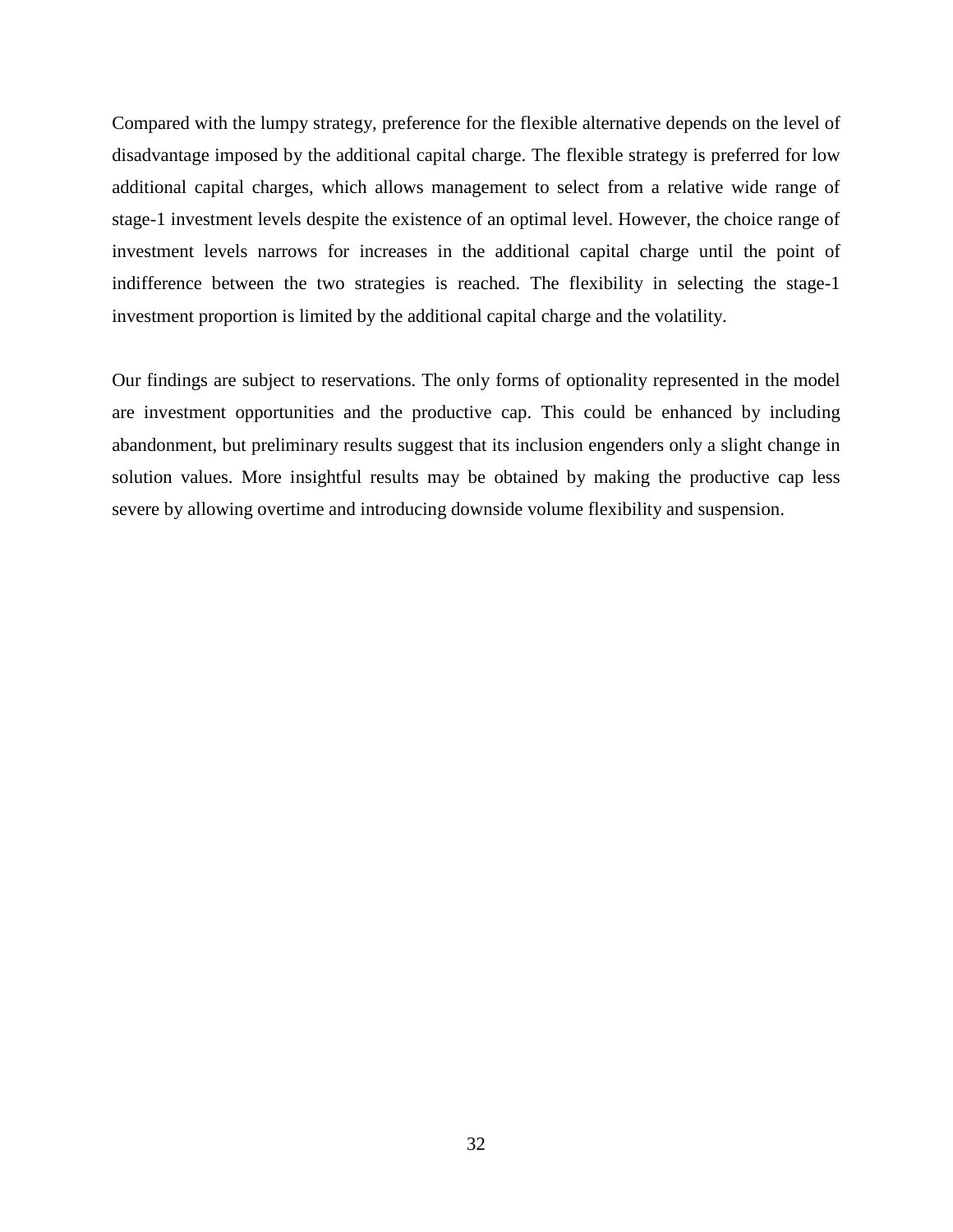Compared with the lumpy strategy, preference for the flexible alternative depends on the level of disadvantage imposed by the additional capital charge. The flexible strategy is preferred for low additional capital charges, which allows management to select from a relative wide range of stage-1 investment levels despite the existence of an optimal level. However, the choice range of investment levels narrows for increases in the additional capital charge until the point of indifference between the two strategies is reached. The flexibility in selecting the stage-1 investment proportion is limited by the additional capital charge and the volatility.

Our findings are subject to reservations. The only forms of optionality represented in the model are investment opportunities and the productive cap. This could be enhanced by including abandonment, but preliminary results suggest that its inclusion engenders only a slight change in solution values. More insightful results may be obtained by making the productive cap less severe by allowing overtime and introducing downside volume flexibility and suspension.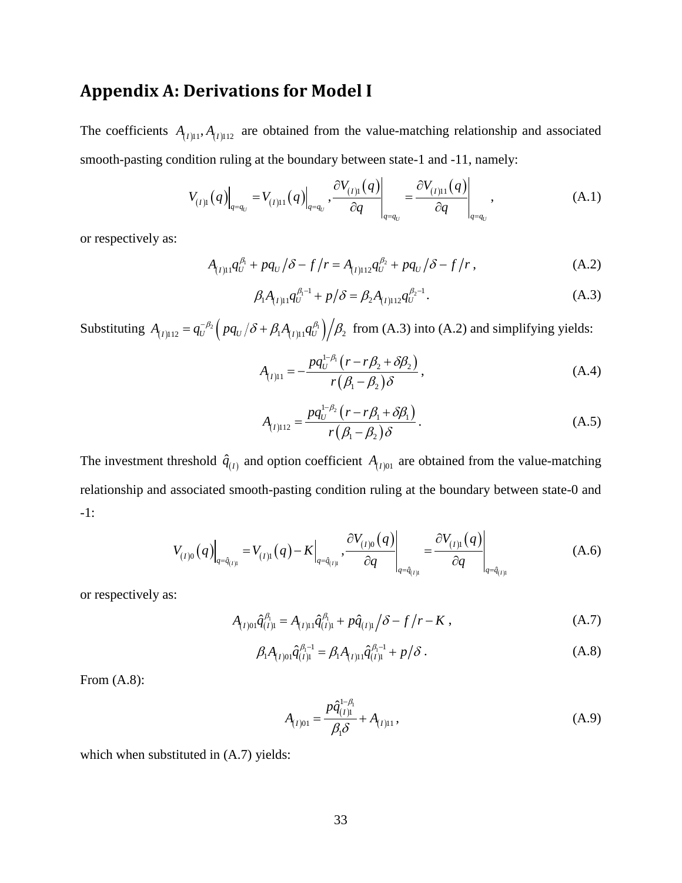## Appendix A: Derivations for Model I

The coefficients $A_{(I)11}, A_{(I)112}$ are obtained from the value-matching relationship and associated smooth-pasting condition ruling at the boundary between state-1 and -11, namely:

$$V_{(I)1}(q)\Big|_{q=q_U} = V_{(I)11}(q)\Big|_{q=q_U}, \frac{\partial V_{(I)1}(q)}{\partial q}\bigg|_{q=q_U} = \frac{\partial V_{(I)11}(q)}{\partial q}\bigg|_{q=q_U}, \tag{A.1}$$

or respectively as:

$$A_{(I)11}q_U^{\beta_1} + pq_U/\delta - f/r = A_{(I)112}q_U^{\beta_2} + pq_U/\delta - f/r, \tag{A.2}$$

$$\beta_1 A_{(I)11}q_U^{\beta_1-1} + p/\delta = \beta_2 A_{(I)112}q_U^{\beta_2-1}. \tag{A.3}$$

Substituting $A_{(I)112} = q_U^{-\beta_2}\left(pq_U/\delta + \beta_1 A_{(I)11}q_U^{\beta_1}\right)\Big/\beta_2$ from (A.3) into (A.2) and simplifying yields:

$$A_{(I)11} = -\frac{pq_U^{1-\beta_1}\left(r - r\beta_2 + \delta\beta_2\right)}{r\left(\beta_1 - \beta_2\right)\delta}, \tag{A.4}$$

$$A_{(I)112} = \frac{pq_U^{1-\beta_2}\left(r - r\beta_1 + \delta\beta_1\right)}{r\left(\beta_1 - \beta_2\right)\delta}. \tag{A.5}$$

The investment threshold $\hat{q}_{(I)}$ and option coefficient $A_{(I)01}$ are obtained from the value-matching relationship and associated smooth-pasting condition ruling at the boundary between state-0 and -1:

$$V_{(I)0}(q)\Big|_{q=\hat{q}_{(I)1}} = V_{(I)1}(q) - K\Big|_{q=\hat{q}_{(I)1}}, \frac{\partial V_{(I)0}(q)}{\partial q}\bigg|_{q=\hat{q}_{(I)1}} = \frac{\partial V_{(I)1}(q)}{\partial q}\bigg|_{q=\hat{q}_{(I)1}} \tag{A.6}$$

or respectively as:

$$A_{(I)01}\hat{q}_{(I)1}^{\beta_1} = A_{(I)11}\hat{q}_{(I)1}^{\beta_1} + p\hat{q}_{(I)1}/\delta - f/r - K, \tag{A.7}$$

$$\beta_1 A_{(I)01}\hat{q}_{(I)1}^{\beta_1-1} = \beta_1 A_{(I)11}\hat{q}_{(I)1}^{\beta_1-1} + p/\delta. \tag{A.8}$$

From (A.8):

$$A_{(I)01} = \frac{p\hat{q}_{(I)1}^{1-\beta_1}}{\beta_1\delta} + A_{(I)11}, \tag{A.9}$$

which when substituted in (A.7) yields: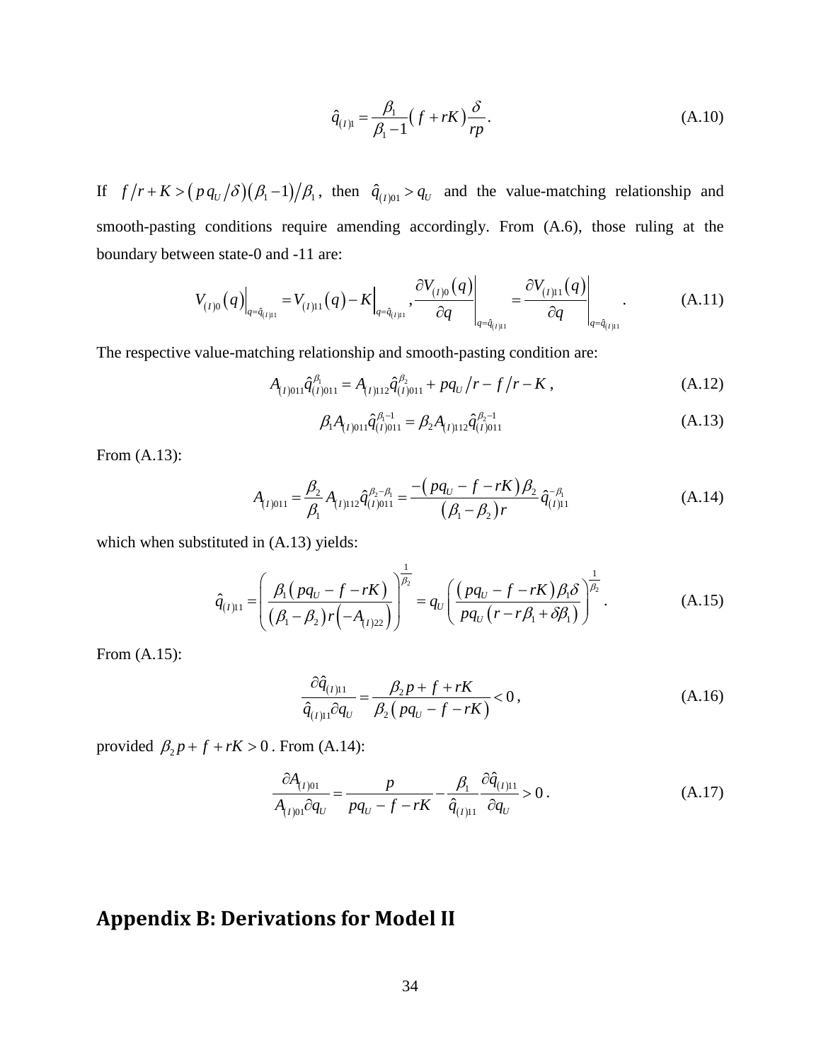$$\hat{q}_{(I)1} = \frac{\beta_1}{\beta_1 - 1}\left( f + rK \right)\frac{\delta}{rp}. \tag{A.10}$$

If $f/r + K > \left( p\,q_U/\delta \right)\left( \beta_1 - 1 \right)/\beta_1$, then $\hat{q}_{(I)01} > q_U$ and the value-matching relationship and smooth-pasting conditions require amending accordingly. From (A.6), those ruling at the boundary between state-0 and -11 are:

$$V_{(I)0}\left( q \right)\Big|_{q=\hat{q}_{(I)11}} = V_{(I)11}\left( q \right) - K\Big|_{q=\hat{q}_{(I)11}}, \left.\frac{\partial V_{(I)0}\left( q \right)}{\partial q}\right|_{q=\hat{q}_{(I)11}} = \left.\frac{\partial V_{(I)11}\left( q \right)}{\partial q}\right|_{q=\hat{q}_{(I)11}}. \tag{A.11}$$

The respective value-matching relationship and smooth-pasting condition are:

$$A_{(I)011}\hat{q}_{(I)011}^{\beta_1} = A_{(I)112}\hat{q}_{(I)011}^{\beta_2} + pq_U/r - f/r - K, \tag{A.12}$$

$$\beta_1 A_{(I)011}\hat{q}_{(I)011}^{\beta_1 - 1} = \beta_2 A_{(I)112}\hat{q}_{(I)011}^{\beta_2 - 1} \tag{A.13}$$

From (A.13):

$$A_{(I)011} = \frac{\beta_2}{\beta_1} A_{(I)112}\hat{q}_{(I)011}^{\beta_2 - \beta_1} = \frac{-\left( pq_U - f - rK \right)\beta_2}{\left( \beta_1 - \beta_2 \right) r}\hat{q}_{(I)11}^{-\beta_1} \tag{A.14}$$

which when substituted in (A.13) yields:

$$\hat{q}_{(I)11} = \left( \frac{\beta_1\left( pq_U - f - rK \right)}{\left( \beta_1 - \beta_2 \right) r\left( -A_{(I)22} \right)} \right)^{\frac{1}{\beta_2}} = q_U\left( \frac{\left( pq_U - f - rK \right)\beta_1\delta}{pq_U\left( r - r\beta_1 + \delta\beta_1 \right)} \right)^{\frac{1}{\beta_2}}. \tag{A.15}$$

From (A.15):

$$\frac{\partial\hat{q}_{(I)11}}{\hat{q}_{(I)11}\partial q_U} = \frac{\beta_2 p + f + rK}{\beta_2\left( pq_U - f - rK \right)} < 0, \tag{A.16}$$

provided $\beta_2 p + f + rK > 0$. From (A.14):

$$\frac{\partial A_{(I)01}}{A_{(I)01}\partial q_U} = \frac{p}{pq_U - f - rK} - \frac{\beta_1}{\hat{q}_{(I)11}}\frac{\partial\hat{q}_{(I)11}}{\partial q_U} > 0. \tag{A.17}$$

## Appendix B: Derivations for Model II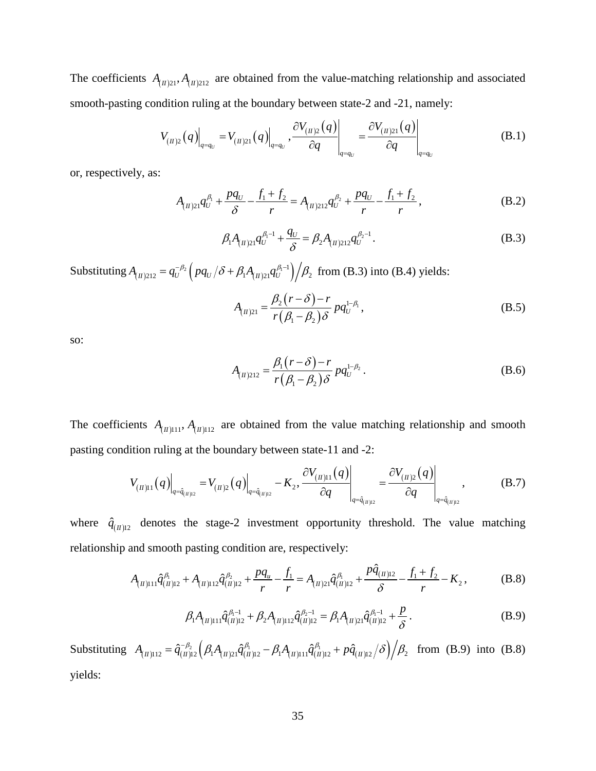The coefficients $A_{(II)21}, A_{(II)212}$ are obtained from the value-matching relationship and associated smooth-pasting condition ruling at the boundary between state-2 and -21, namely:

$$V_{(II)2}(q)\Big|_{q=q_U} = V_{(II)21}(q)\Big|_{q=q_U}, \frac{\partial V_{(II)2}(q)}{\partial q}\bigg|_{q=q_U} = \frac{\partial V_{(II)21}(q)}{\partial q}\bigg|_{q=q_U} \tag{B.1}$$

or, respectively, as:

$$A_{(II)21} q_U^{\beta_1} + \frac{pq_U}{\delta} - \frac{f_1 + f_2}{r} = A_{(II)212} q_U^{\beta_2} + \frac{pq_U}{r} - \frac{f_1 + f_2}{r}, \tag{B.2}$$

$$\beta_1 A_{(II)21} q_U^{\beta_1 - 1} + \frac{q_U}{\delta} = \beta_2 A_{(II)212} q_U^{\beta_2 - 1}. \tag{B.3}$$

Substituting $A_{(II)212} = q_U^{-\beta_2}\left(pq_U/\delta + \beta_1 A_{(II)21} q_U^{\beta_1 - 1}\right)\Big/\beta_2$ from (B.3) into (B.4) yields:

$$A_{(II)21} = \frac{\beta_2(r-\delta) - r}{r(\beta_1 - \beta_2)\delta} pq_U^{1-\beta_1}, \tag{B.5}$$

so:

$$A_{(II)212} = \frac{\beta_1(r-\delta) - r}{r(\beta_1 - \beta_2)\delta} pq_U^{1-\beta_2}. \tag{B.6}$$

The coefficients $A_{(II)111}, A_{(II)112}$ are obtained from the value matching relationship and smooth pasting condition ruling at the boundary between state-11 and -2:

$$V_{(II)11}(q)\Big|_{q=\hat{q}_{(II)12}} = V_{(II)2}(q)\Big|_{q=\hat{q}_{(II)12}} - K_2, \frac{\partial V_{(II)11}(q)}{\partial q}\bigg|_{q=\hat{q}_{(II)12}} = \frac{\partial V_{(II)2}(q)}{\partial q}\bigg|_{q=\hat{q}_{(II)12}}, \tag{B.7}$$

where $\hat{q}_{(II)12}$ denotes the stage-2 investment opportunity threshold. The value matching relationship and smooth pasting condition are, respectively:

$$A_{(II)111}\hat{q}_{(II)12}^{\beta_1} + A_{(II)112}\hat{q}_{(II)12}^{\beta_2} + \frac{pq_u}{r} - \frac{f_1}{r} = A_{(II)21}\hat{q}_{(II)12}^{\beta_1} + \frac{p\hat{q}_{(II)12}}{\delta} - \frac{f_1 + f_2}{r} - K_2, \tag{B.8}$$

$$\beta_1 A_{(II)111}\hat{q}_{(II)12}^{\beta_1 - 1} + \beta_2 A_{(II)112}\hat{q}_{(II)12}^{\beta_2 - 1} = \beta_1 A_{(II)21}\hat{q}_{(II)12}^{\beta_1 - 1} + \frac{p}{\delta}. \tag{B.9}$$

Substituting $A_{(II)112} = \hat{q}_{(II)12}^{-\beta_2}\left(\beta_1 A_{(II)21}\hat{q}_{(II)12}^{\beta_1} - \beta_1 A_{(II)111}\hat{q}_{(II)12}^{\beta_1} + p\hat{q}_{(II)12}/\delta\right)\Big/\beta_2$ from (B.9) into (B.8) yields: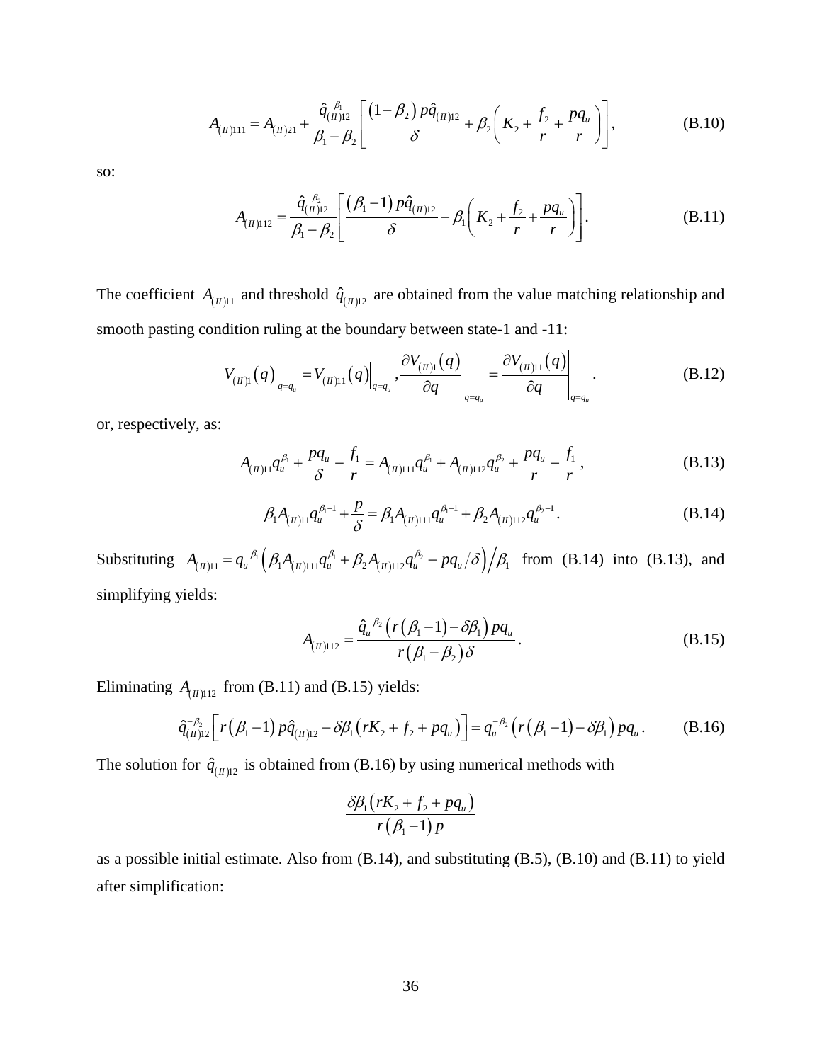$$A_{(II)111} = A_{(II)21} + \frac{\hat{q}_{(II)12}^{-\beta_1}}{\beta_1 - \beta_2}\left[\frac{(1-\beta_2)\,p\hat{q}_{(II)12}}{\delta} + \beta_2\left(K_2 + \frac{f_2}{r} + \frac{pq_u}{r}\right)\right], \tag{B.10}$$

so:

$$A_{(II)112} = \frac{\hat{q}_{(II)12}^{-\beta_2}}{\beta_1 - \beta_2}\left[\frac{(\beta_1 - 1)\,p\hat{q}_{(II)12}}{\delta} - \beta_1\left(K_2 + \frac{f_2}{r} + \frac{pq_u}{r}\right)\right]. \tag{B.11}$$

The coefficient $A_{(II)11}$ and threshold $\hat{q}_{(II)12}$ are obtained from the value matching relationship and smooth pasting condition ruling at the boundary between state-1 and -11:

$$V_{(II)1}(q)\Big|_{q=q_u} = V_{(II)11}(q)\Big|_{q=q_u},\ \frac{\partial V_{(II)1}(q)}{\partial q}\bigg|_{q=q_u} = \frac{\partial V_{(II)11}(q)}{\partial q}\bigg|_{q=q_u}. \tag{B.12}$$

or, respectively, as:

$$A_{(II)11}q_u^{\beta_1} + \frac{pq_u}{\delta} - \frac{f_1}{r} = A_{(II)111}q_u^{\beta_1} + A_{(II)112}q_u^{\beta_2} + \frac{pq_u}{r} - \frac{f_1}{r}, \tag{B.13}$$

$$\beta_1 A_{(II)11}q_u^{\beta_1 - 1} + \frac{p}{\delta} = \beta_1 A_{(II)111}q_u^{\beta_1 - 1} + \beta_2 A_{(II)112}q_u^{\beta_2 - 1}. \tag{B.14}$$

Substituting $A_{(II)11} = q_u^{-\beta_1}\left(\beta_1 A_{(II)111}q_u^{\beta_1} + \beta_2 A_{(II)112}q_u^{\beta_2} - pq_u/\delta\right)\big/\beta_1$ from (B.14) into (B.13), and simplifying yields:

$$A_{(II)112} = \frac{\hat{q}_u^{-\beta_2}\left(r(\beta_1 - 1) - \delta\beta_1\right)pq_u}{r(\beta_1 - \beta_2)\delta}. \tag{B.15}$$

Eliminating $A_{(II)112}$ from (B.11) and (B.15) yields:

$$\hat{q}_{(II)12}^{-\beta_2}\left[r(\beta_1 - 1)\,p\hat{q}_{(II)12} - \delta\beta_1\left(rK_2 + f_2 + pq_u\right)\right] = q_u^{-\beta_2}\left(r(\beta_1 - 1) - \delta\beta_1\right)pq_u. \tag{B.16}$$

The solution for $\hat{q}_{(II)12}$ is obtained from (B.16) by using numerical methods with

$$\frac{\delta\beta_1\left(rK_2 + f_2 + pq_u\right)}{r(\beta_1 - 1)\,p}$$

as a possible initial estimate. Also from (B.14), and substituting (B.5), (B.10) and (B.11) to yield after simplification: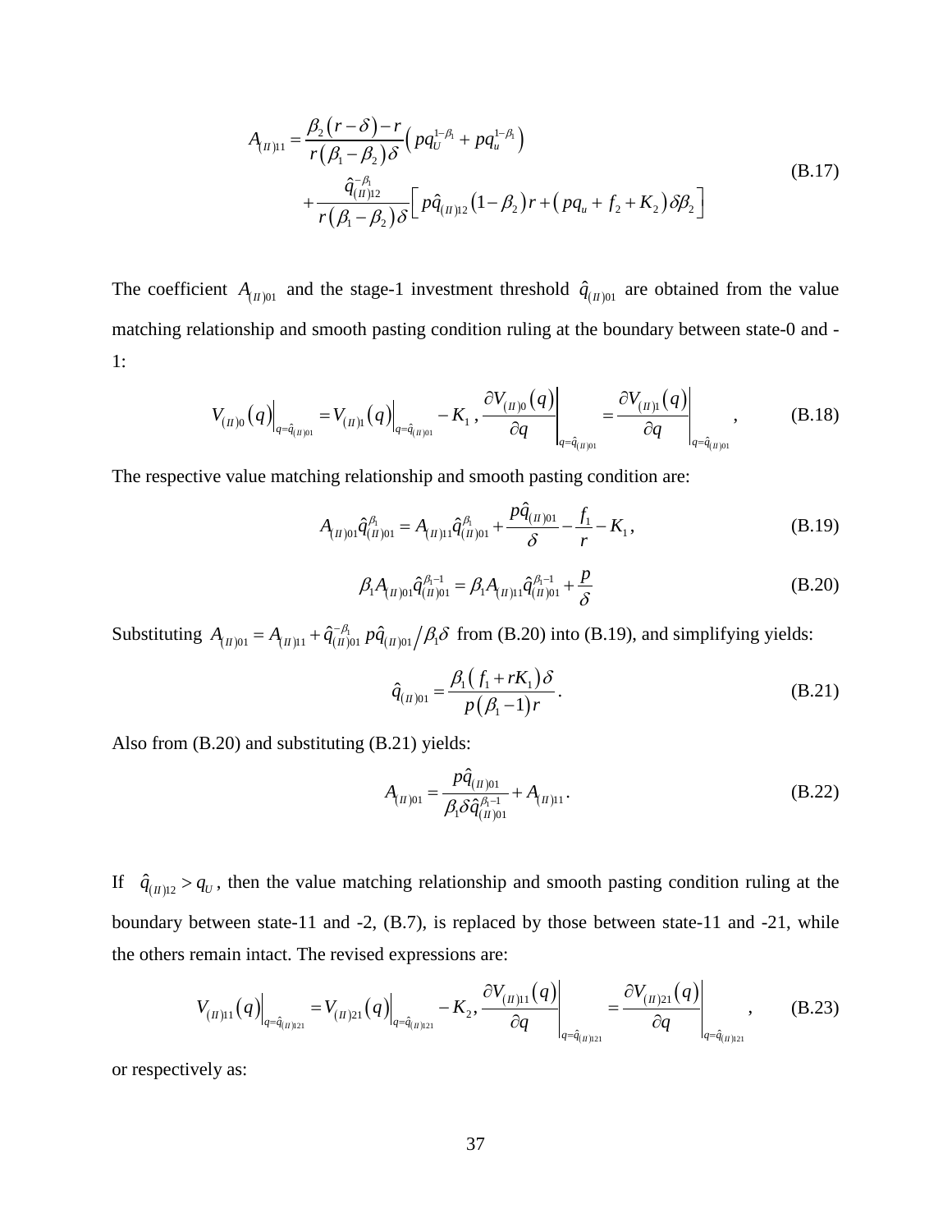$$
\begin{aligned}
A_{(II)11} &= \frac{\beta_2 (r-\delta) - r}{r(\beta_1 - \beta_2)\delta} \left( p q_U^{1-\beta_1} + p q_u^{1-\beta_1} \right) \\
&\quad + \frac{\hat{q}_{(II)12}^{-\beta_1}}{r(\beta_1 - \beta_2)\delta} \left[ p \hat{q}_{(II)12} (1-\beta_2) r + \left( p q_u + f_2 + K_2 \right) \delta \beta_2 \right]
\end{aligned}
\tag{B.17}
$$

The coefficient $A_{(II)01}$ and the stage-1 investment threshold $\hat{q}_{(II)01}$ are obtained from the value matching relationship and smooth pasting condition ruling at the boundary between state-0 and -1:

$$
V_{(II)0}(q)\Big|_{q=\hat{q}_{(II)01}} = V_{(II)1}(q)\Big|_{q=\hat{q}_{(II)01}} - K_1 \,, \; \frac{\partial V_{(II)0}(q)}{\partial q}\Bigg|_{q=\hat{q}_{(II)01}} = \frac{\partial V_{(II)1}(q)}{\partial q}\Bigg|_{q=\hat{q}_{(II)01}} \,, \tag{B.18}
$$

The respective value matching relationship and smooth pasting condition are:

$$
A_{(II)01} \hat{q}_{(II)01}^{\beta_1} = A_{(II)11} \hat{q}_{(II)01}^{\beta_1} + \frac{p \hat{q}_{(II)01}}{\delta} - \frac{f_1}{r} - K_1 \,, \tag{B.19}
$$

$$
\beta_1 A_{(II)01} \hat{q}_{(II)01}^{\beta_1 - 1} = \beta_1 A_{(II)11} \hat{q}_{(II)01}^{\beta_1 - 1} + \frac{p}{\delta} \tag{B.20}
$$

Substituting $A_{(II)01} = A_{(II)11} + \hat{q}_{(II)01}^{-\beta_1} p \hat{q}_{(II)01} \big/ \beta_1 \delta$ from (B.20) into (B.19), and simplifying yields:

$$
\hat{q}_{(II)01} = \frac{\beta_1 \left( f_1 + r K_1 \right) \delta}{p(\beta_1 - 1) r} \,. \tag{B.21}
$$

Also from (B.20) and substituting (B.21) yields:

$$
A_{(II)01} = \frac{p \hat{q}_{(II)01}}{\beta_1 \delta \hat{q}_{(II)01}^{\beta_1 - 1}} + A_{(II)11} \,. \tag{B.22}
$$

If $\hat{q}_{(II)12} > q_U$, then the value matching relationship and smooth pasting condition ruling at the boundary between state-11 and -2, (B.7), is replaced by those between state-11 and -21, while the others remain intact. The revised expressions are:

$$
V_{(II)11}(q)\Big|_{q=\hat{q}_{(II)121}} = V_{(II)21}(q)\Big|_{q=\hat{q}_{(II)121}} - K_2 \,, \; \frac{\partial V_{(II)11}(q)}{\partial q}\Bigg|_{q=\hat{q}_{(II)121}} = \frac{\partial V_{(II)21}(q)}{\partial q}\Bigg|_{q=\hat{q}_{(II)121}} \,, \tag{B.23}
$$

or respectively as: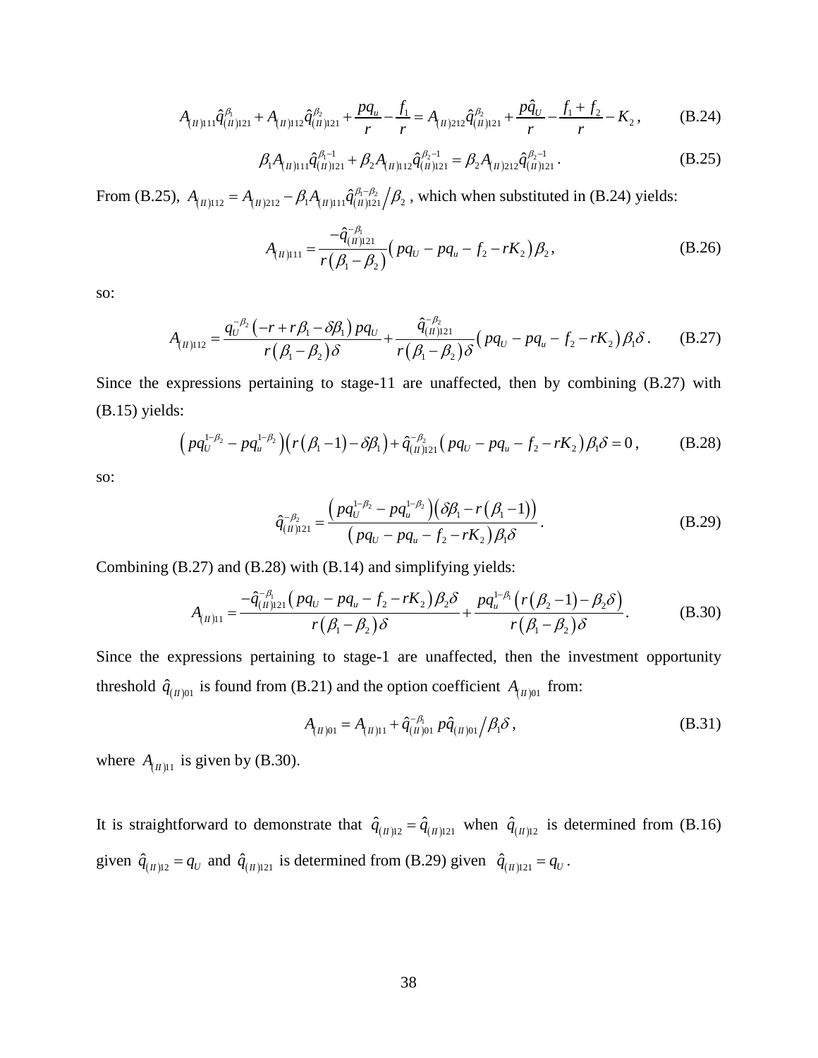$$A_{(II)111}\hat{q}_{(II)121}^{\beta_1} + A_{(II)112}\hat{q}_{(II)121}^{\beta_2} + \frac{pq_u}{r} - \frac{f_1}{r} = A_{(II)212}\hat{q}_{(II)121}^{\beta_2} + \frac{p\hat{q}_U}{r} - \frac{f_1 + f_2}{r} - K_2\,, \tag{B.24}$$

$$\beta_1 A_{(II)111}\hat{q}_{(II)121}^{\beta_1 - 1} + \beta_2 A_{(II)112}\hat{q}_{(II)121}^{\beta_2 - 1} = \beta_2 A_{(II)212}\hat{q}_{(II)121}^{\beta_2 - 1}\,. \tag{B.25}$$

From (B.25), $A_{(II)112} = A_{(II)212} - \beta_1 A_{(II)111}\hat{q}_{(II)121}^{\beta_1-\beta_2} / \beta_2$ , which when substituted in (B.24) yields:

$$A_{(II)111} = \frac{-\hat{q}_{(II)121}^{-\beta_1}}{r\left(\beta_1 - \beta_2\right)}\left(pq_U - pq_u - f_2 - rK_2\right)\beta_2\,, \tag{B.26}$$

so:

$$A_{(II)112} = \frac{q_U^{-\beta_2}\left(-r + r\beta_1 - \delta\beta_1\right)pq_U}{r\left(\beta_1 - \beta_2\right)\delta} + \frac{\hat{q}_{(II)121}^{-\beta_2}}{r\left(\beta_1 - \beta_2\right)\delta}\left(pq_U - pq_u - f_2 - rK_2\right)\beta_1\delta\,. \tag{B.27}$$

Since the expressions pertaining to stage-11 are unaffected, then by combining (B.27) with (B.15) yields:

$$\left(pq_U^{1-\beta_2} - pq_u^{1-\beta_2}\right)\left(r\left(\beta_1 - 1\right) - \delta\beta_1\right) + \hat{q}_{(II)121}^{-\beta_2}\left(pq_U - pq_u - f_2 - rK_2\right)\beta_1\delta = 0\,, \tag{B.28}$$

so:

$$\hat{q}_{(II)121}^{-\beta_2} = \frac{\left(pq_U^{1-\beta_2} - pq_u^{1-\beta_2}\right)\left(\delta\beta_1 - r\left(\beta_1 - 1\right)\right)}{\left(pq_U - pq_u - f_2 - rK_2\right)\beta_1\delta}\,. \tag{B.29}$$

Combining (B.27) and (B.28) with (B.14) and simplifying yields:

$$A_{(II)11} = \frac{-\hat{q}_{(II)121}^{-\beta_1}\left(pq_U - pq_u - f_2 - rK_2\right)\beta_2\delta}{r\left(\beta_1 - \beta_2\right)\delta} + \frac{pq_u^{1-\beta_1}\left(r\left(\beta_2 - 1\right) - \beta_2\delta\right)}{r\left(\beta_1 - \beta_2\right)\delta}\,. \tag{B.30}$$

Since the expressions pertaining to stage-1 are unaffected, then the investment opportunity threshold $\hat{q}_{(II)01}$ is found from (B.21) and the option coefficient $A_{(II)01}$ from:

$$A_{(II)01} = A_{(II)11} + \hat{q}_{(II)01}^{-\beta_1}\, p\hat{q}_{(II)01} / \beta_1\delta\,, \tag{B.31}$$

where $A_{(II)11}$ is given by (B.30).

It is straightforward to demonstrate that $\hat{q}_{(II)12} = \hat{q}_{(II)121}$ when $\hat{q}_{(II)12}$ is determined from (B.16) given $\hat{q}_{(II)12} = q_U$ and $\hat{q}_{(II)121}$ is determined from (B.29) given $\hat{q}_{(II)121} = q_U$.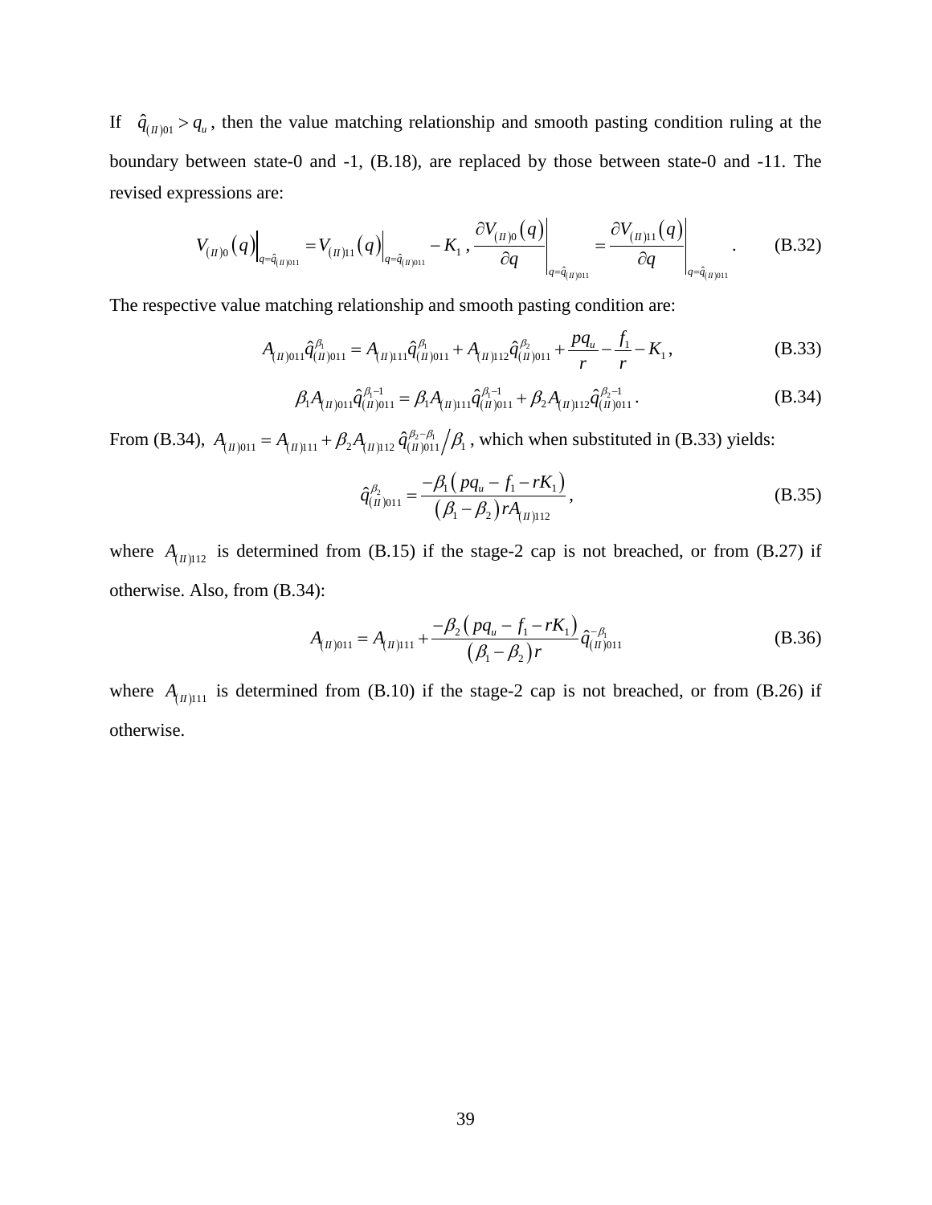If $\hat{q}_{(II)01} > q_u$, then the value matching relationship and smooth pasting condition ruling at the boundary between state-0 and -1, (B.18), are replaced by those between state-0 and -11. The revised expressions are:

$$V_{(II)0}(q)\Big|_{q=\hat{q}_{(II)011}} = V_{(II)11}(q)\Big|_{q=\hat{q}_{(II)011}} - K_1\,, \; \frac{\partial V_{(II)0}(q)}{\partial q}\Bigg|_{q=\hat{q}_{(II)011}} = \frac{\partial V_{(II)11}(q)}{\partial q}\Bigg|_{q=\hat{q}_{(II)011}}. \tag{B.32}$$

The respective value matching relationship and smooth pasting condition are:

$$A_{(II)011}\hat{q}_{(II)011}^{\beta_1} = A_{(II)111}\hat{q}_{(II)011}^{\beta_1} + A_{(II)112}\hat{q}_{(II)011}^{\beta_2} + \frac{pq_u}{r} - \frac{f_1}{r} - K_1\,, \tag{B.33}$$

$$\beta_1 A_{(II)011}\hat{q}_{(II)011}^{\beta_1 - 1} = \beta_1 A_{(II)111}\hat{q}_{(II)011}^{\beta_1 - 1} + \beta_2 A_{(II)112}\hat{q}_{(II)011}^{\beta_2 - 1}. \tag{B.34}$$

From (B.34), $A_{(II)011} = A_{(II)111} + \beta_2 A_{(II)112}\,\hat{q}_{(II)011}^{\beta_2-\beta_1}\big/\beta_1$, which when substituted in (B.33) yields:

$$\hat{q}_{(II)011}^{\beta_2} = \frac{-\beta_1\left(pq_u - f_1 - rK_1\right)}{\left(\beta_1 - \beta_2\right)rA_{(II)112}}\,, \tag{B.35}$$

where $A_{(II)112}$ is determined from (B.15) if the stage-2 cap is not breached, or from (B.27) if otherwise. Also, from (B.34):

$$A_{(II)011} = A_{(II)111} + \frac{-\beta_2\left(pq_u - f_1 - rK_1\right)}{\left(\beta_1 - \beta_2\right)r}\hat{q}_{(II)011}^{-\beta_1} \tag{B.36}$$

where $A_{(II)111}$ is determined from (B.10) if the stage-2 cap is not breached, or from (B.26) if otherwise.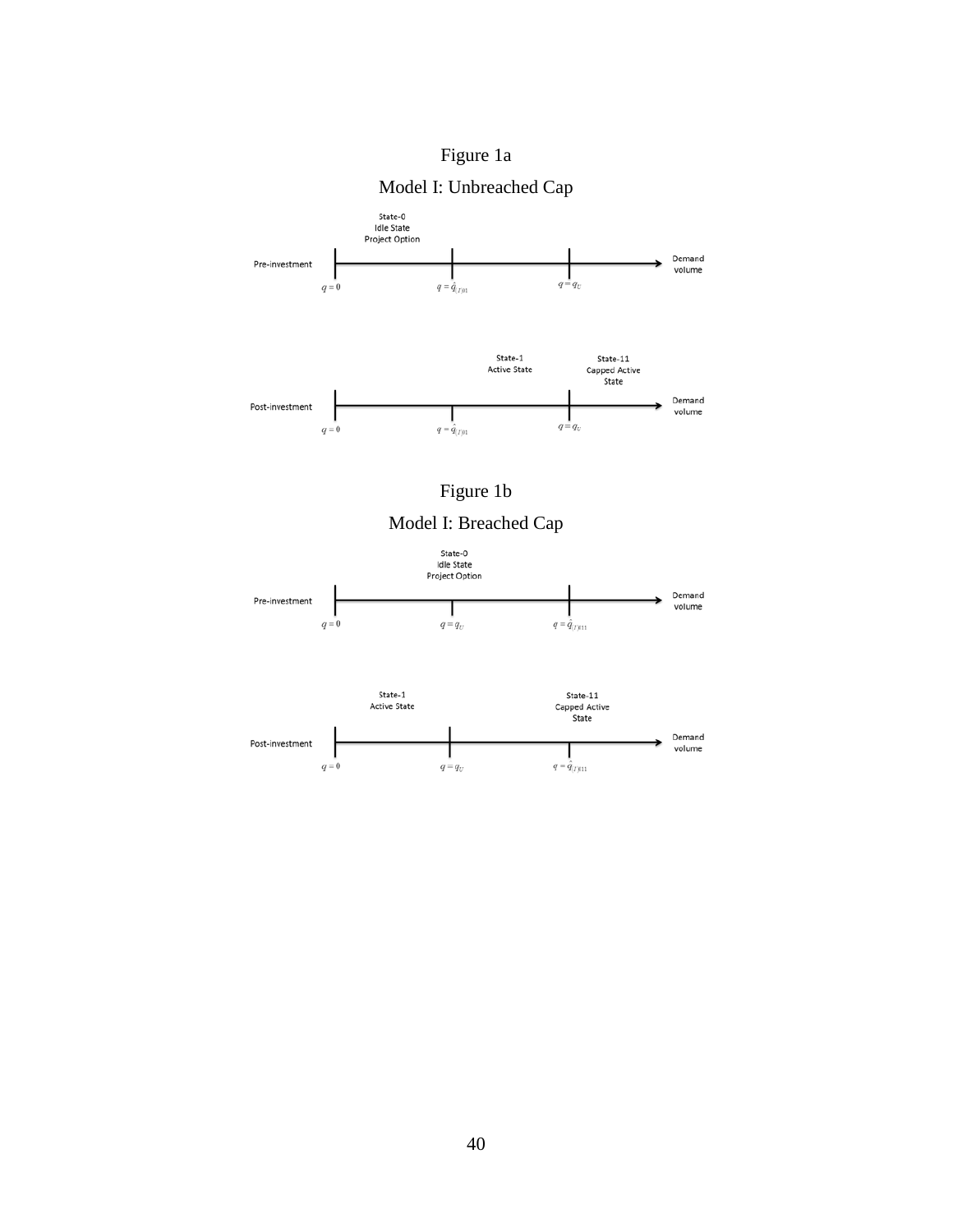Figure 1a

Model I: Unbreached Cap

State-0
Idle State
Project Option

Pre-investment

$q = 0$ $\quad q = \hat{q}_{(I)01}$ $\quad q = q_U$

Demand volume

State-1
Active State

State-11
Capped Active State

Post-investment

$q = 0$ $\quad q = \hat{q}_{(I)01}$ $\quad q = q_U$

Demand volume

Figure 1b

Model I: Breached Cap

State-0
Idle State
Project Option

Pre-investment

$q = 0$ $\quad q = q_U$ $\quad q = \hat{q}_{(I)011}$

Demand volume

State-1
Active State

State-11
Capped Active State

Post-investment

$q = 0$ $\quad q = q_U$ $\quad q = \hat{q}_{(I)011}$

Demand volume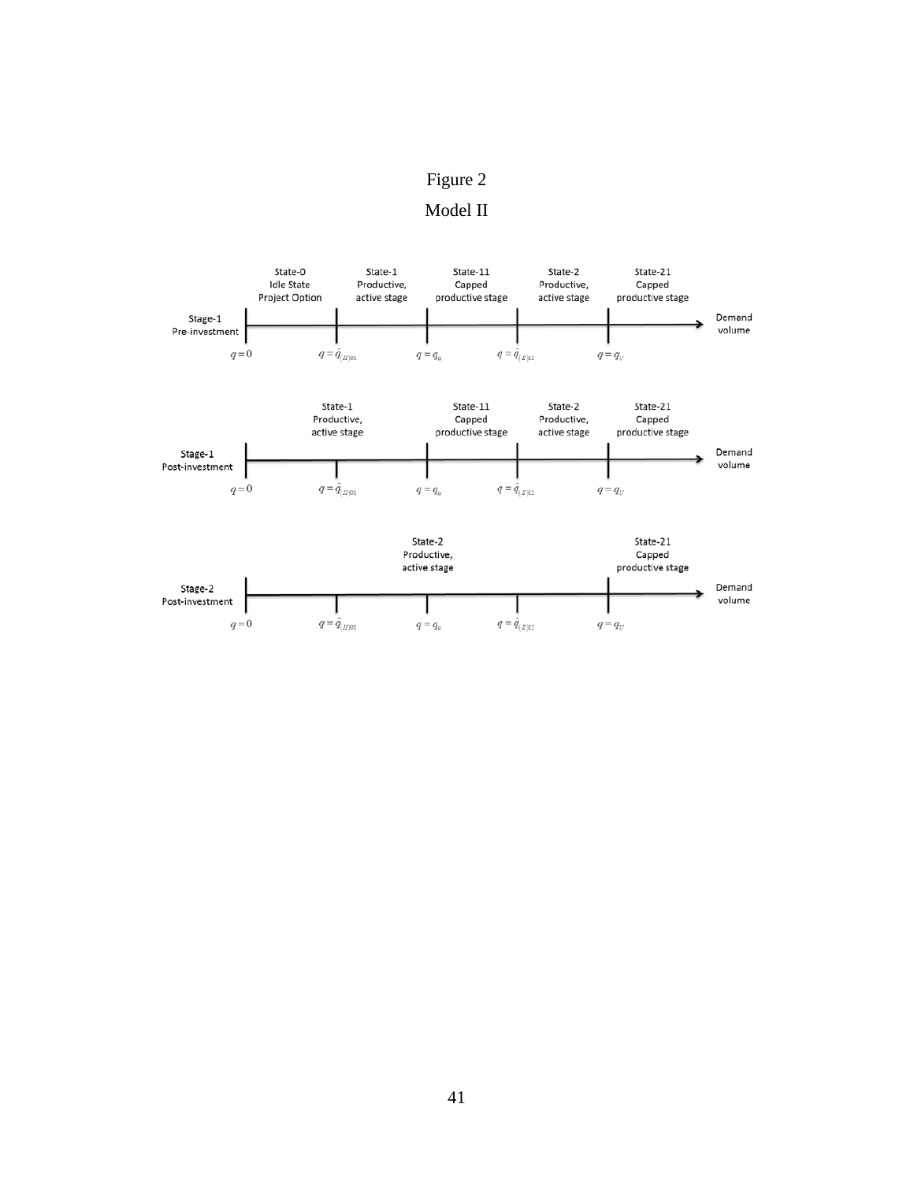Figure 2

Model II

Stage-1 Pre-investment

| State-0 Idle State Project Option | State-1 Productive, active stage | State-11 Capped productive stage | State-2 Productive, active stage | State-21 Capped productive stage |
|---|---|---|---|---|

$q = 0$ $\quad q = \hat{q}_{(II)01}$ $\quad q = q_u$ $\quad q = \hat{q}_{(II)12}$ $\quad q = q_U$ — Demand volume

Stage-1 Post-investment

| State-1 Productive, active stage | State-11 Capped productive stage | State-2 Productive, active stage | State-21 Capped productive stage |
|---|---|---|---|

$q = 0$ $\quad q = \hat{q}_{(II)01}$ $\quad q = q_u$ $\quad q = \hat{q}_{(II)12}$ $\quad q = q_U$ — Demand volume

Stage-2 Post-investment

| State-2 Productive, active stage | State-21 Capped productive stage |
|---|---|

$q = 0$ $\quad q = \hat{q}_{(II)01}$ $\quad q = q_u$ $\quad q = \hat{q}_{(II)12}$ $\quad q = q_U$ — Demand volume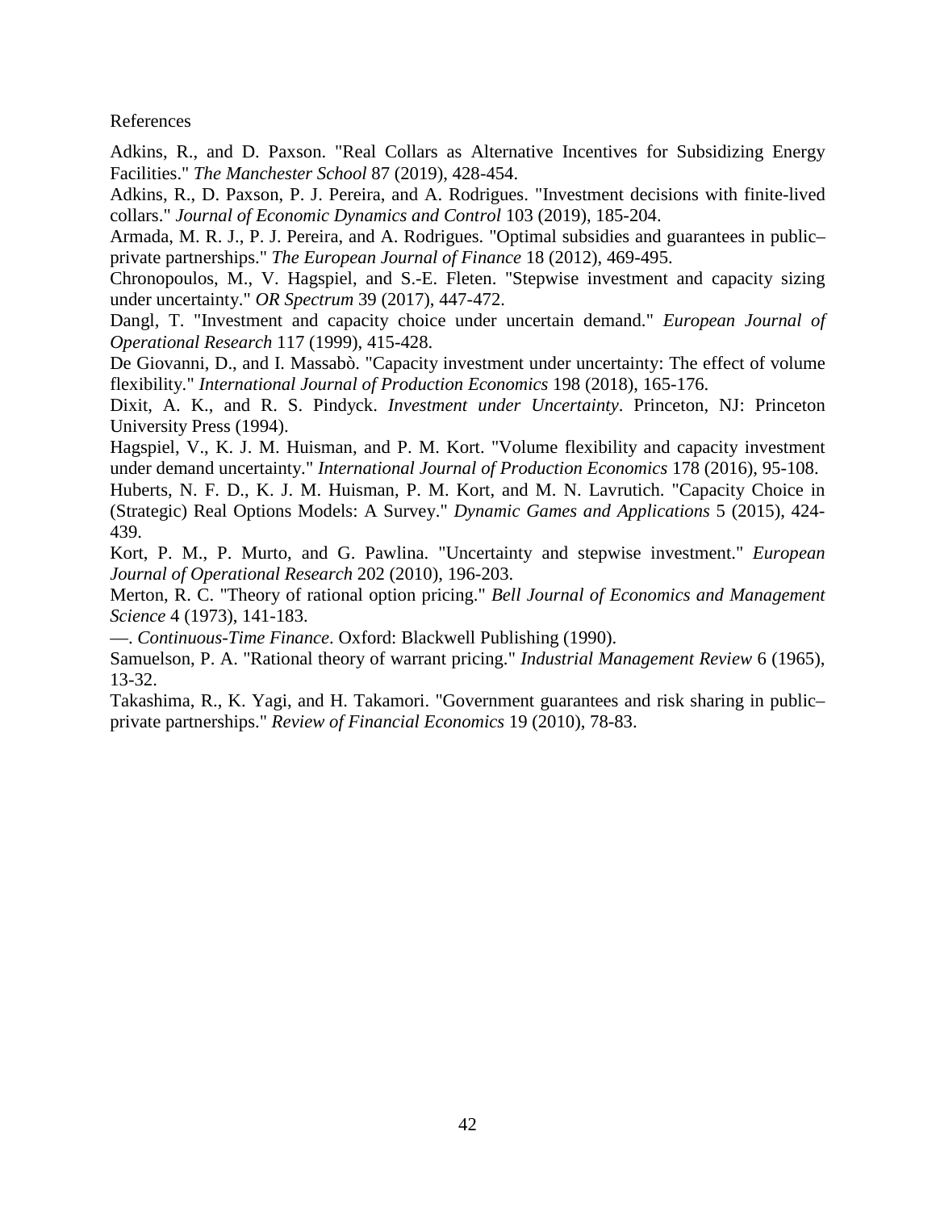References

Adkins, R., and D. Paxson. "Real Collars as Alternative Incentives for Subsidizing Energy Facilities." *The Manchester School* 87 (2019), 428-454.

Adkins, R., D. Paxson, P. J. Pereira, and A. Rodrigues. "Investment decisions with finite-lived collars." *Journal of Economic Dynamics and Control* 103 (2019), 185-204.

Armada, M. R. J., P. J. Pereira, and A. Rodrigues. "Optimal subsidies and guarantees in public–private partnerships." *The European Journal of Finance* 18 (2012), 469-495.

Chronopoulos, M., V. Hagspiel, and S.-E. Fleten. "Stepwise investment and capacity sizing under uncertainty." *OR Spectrum* 39 (2017), 447-472.

Dangl, T. "Investment and capacity choice under uncertain demand." *European Journal of Operational Research* 117 (1999), 415-428.

De Giovanni, D., and I. Massabò. "Capacity investment under uncertainty: The effect of volume flexibility." *International Journal of Production Economics* 198 (2018), 165-176.

Dixit, A. K., and R. S. Pindyck. *Investment under Uncertainty*. Princeton, NJ: Princeton University Press (1994).

Hagspiel, V., K. J. M. Huisman, and P. M. Kort. "Volume flexibility and capacity investment under demand uncertainty." *International Journal of Production Economics* 178 (2016), 95-108.

Huberts, N. F. D., K. J. M. Huisman, P. M. Kort, and M. N. Lavrutich. "Capacity Choice in (Strategic) Real Options Models: A Survey." *Dynamic Games and Applications* 5 (2015), 424-439.

Kort, P. M., P. Murto, and G. Pawlina. "Uncertainty and stepwise investment." *European Journal of Operational Research* 202 (2010), 196-203.

Merton, R. C. "Theory of rational option pricing." *Bell Journal of Economics and Management Science* 4 (1973), 141-183.

—. *Continuous-Time Finance*. Oxford: Blackwell Publishing (1990).

Samuelson, P. A. "Rational theory of warrant pricing." *Industrial Management Review* 6 (1965), 13-32.

Takashima, R., K. Yagi, and H. Takamori. "Government guarantees and risk sharing in public–private partnerships." *Review of Financial Economics* 19 (2010), 78-83.